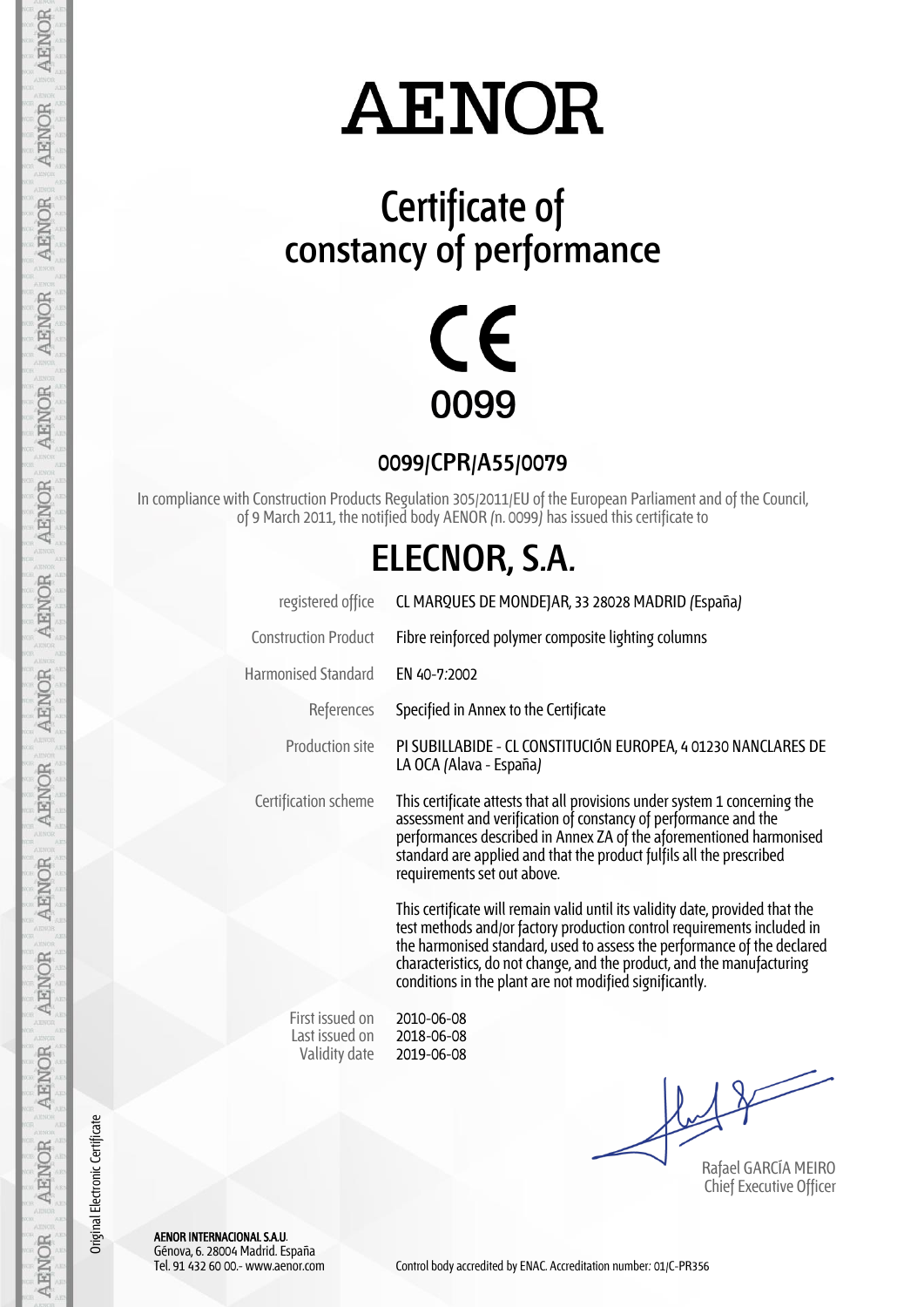# AENOR

## Certificate of constancy of performance

CE
0099

### 0099/CPR/A55/0079

In compliance with Construction Products Regulation 305/2011/EU of the European Parliament and of the Council, of 9 March 2011, the notified body AENOR (n. 0099) has issued this certificate to

## ELECNOR, S.A.

| | |
|---|---|
| registered office | CL MARQUES DE MONDEJAR, 33 28028 MADRID (España) |
| Construction Product | Fibre reinforced polymer composite lighting columns |
| Harmonised Standard | EN 40-7:2002 |
| References | Specified in Annex to the Certificate |
| Production site | PI SUBILLABIDE - CL CONSTITUCIÓN EUROPEA, 4 01230 NANCLARES DE LA OCA (Alava - España) |
| Certification scheme | This certificate attests that all provisions under system 1 concerning the assessment and verification of constancy of performance and the performances described in Annex ZA of the aforementioned harmonised standard are applied and that the product fulfils all the prescribed requirements set out above.<br><br>This certificate will remain valid until its validity date, provided that the test methods and/or factory production control requirements included in the harmonised standard, used to assess the performance of the declared characteristics, do not change, and the product, and the manufacturing conditions in the plant are not modified significantly. |

| | |
|---|---|
| First issued on | 2010-06-08 |
| Last issued on | 2018-06-08 |
| Validity date | 2019-06-08 |

Rafael GARCÍA MEIRO
Chief Executive Officer

Original Electronic Certificate

**AENOR INTERNACIONAL S.A.U.**
Génova, 6. 28004 Madrid. España
Tel. 91 432 60 00.- www.aenor.com

Control body accredited by ENAC. Accreditation number: 01/C-PR356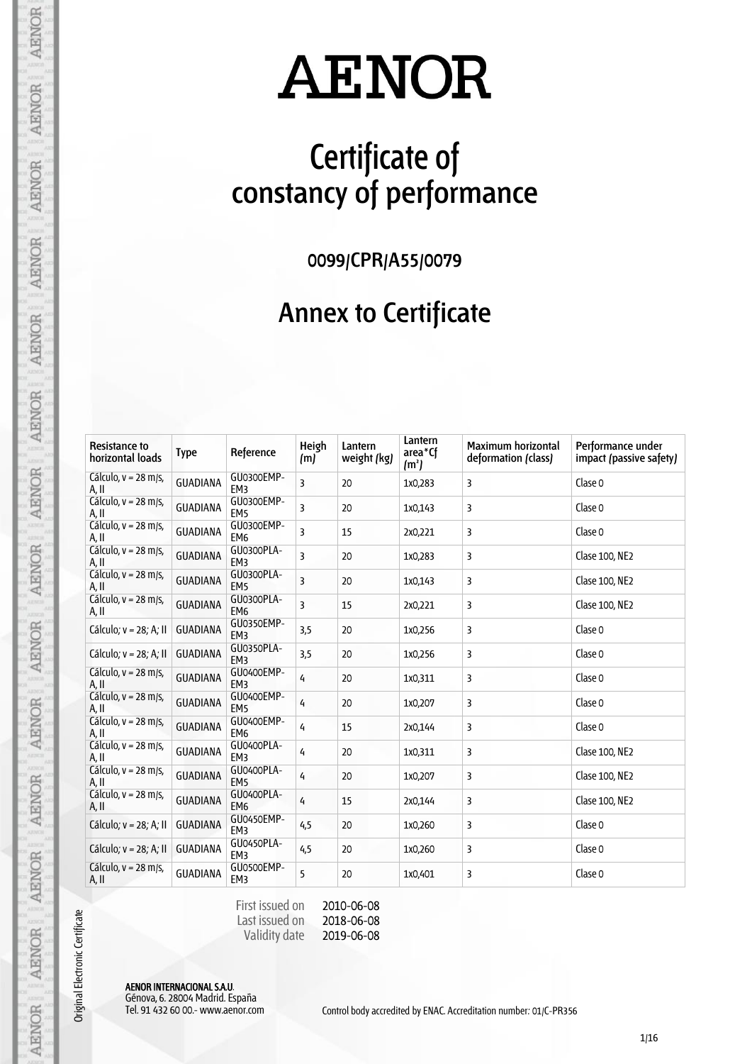# AENOR

# Certificate of constancy of performance

## 0099/CPR/A55/0079

## Annex to Certificate

| Resistance to horizontal loads | Type | Reference | Heigh (m) | Lantern weight (kg) | Lantern area*Cf (m²) | Maximum horizontal deformation (class) | Performance under impact (passive safety) |
|---|---|---|---|---|---|---|---|
| Cálculo, v = 28 m/s, A, II | GUADIANA | GU0300EMP-EM3 | 3 | 20 | 1x0,283 | 3 | Clase 0 |
| Cálculo, v = 28 m/s, A, II | GUADIANA | GU0300EMP-EM5 | 3 | 20 | 1x0,143 | 3 | Clase 0 |
| Cálculo, v = 28 m/s, A, II | GUADIANA | GU0300EMP-EM6 | 3 | 15 | 2x0,221 | 3 | Clase 0 |
| Cálculo, v = 28 m/s, A, II | GUADIANA | GU0300PLA-EM3 | 3 | 20 | 1x0,283 | 3 | Clase 100, NE2 |
| Cálculo, v = 28 m/s, A, II | GUADIANA | GU0300PLA-EM5 | 3 | 20 | 1x0,143 | 3 | Clase 100, NE2 |
| Cálculo, v = 28 m/s, A, II | GUADIANA | GU0300PLA-EM6 | 3 | 15 | 2x0,221 | 3 | Clase 100, NE2 |
| Cálculo; v = 28; A; II | GUADIANA | GU0350EMP-EM3 | 3,5 | 20 | 1x0,256 | 3 | Clase 0 |
| Cálculo; v = 28; A; II | GUADIANA | GU0350PLA-EM3 | 3,5 | 20 | 1x0,256 | 3 | Clase 0 |
| Cálculo, v = 28 m/s, A, II | GUADIANA | GU0400EMP-EM3 | 4 | 20 | 1x0,311 | 3 | Clase 0 |
| Cálculo, v = 28 m/s, A, II | GUADIANA | GU0400EMP-EM5 | 4 | 20 | 1x0,207 | 3 | Clase 0 |
| Cálculo, v = 28 m/s, A, II | GUADIANA | GU0400EMP-EM6 | 4 | 15 | 2x0,144 | 3 | Clase 0 |
| Cálculo, v = 28 m/s, A, II | GUADIANA | GU0400PLA-EM3 | 4 | 20 | 1x0,311 | 3 | Clase 100, NE2 |
| Cálculo, v = 28 m/s, A, II | GUADIANA | GU0400PLA-EM5 | 4 | 20 | 1x0,207 | 3 | Clase 100, NE2 |
| Cálculo, v = 28 m/s, A, II | GUADIANA | GU0400PLA-EM6 | 4 | 15 | 2x0,144 | 3 | Clase 100, NE2 |
| Cálculo; v = 28; A; II | GUADIANA | GU0450EMP-EM3 | 4,5 | 20 | 1x0,260 | 3 | Clase 0 |
| Cálculo; v = 28; A; II | GUADIANA | GU0450PLA-EM3 | 4,5 | 20 | 1x0,260 | 3 | Clase 0 |
| Cálculo, v = 28 m/s, A, II | GUADIANA | GU0500EMP-EM3 | 5 | 20 | 1x0,401 | 3 | Clase 0 |

First issued on 2010-06-08
Last issued on 2018-06-08
Validity date 2019-06-08

Original Electronic Certificate

**AENOR INTERNACIONAL S.A.U.**
Génova, 6. 28004 Madrid. España
Tel. 91 432 60 00.- www.aenor.com

Control body accredited by ENAC. Accreditation number: 01/C-PR356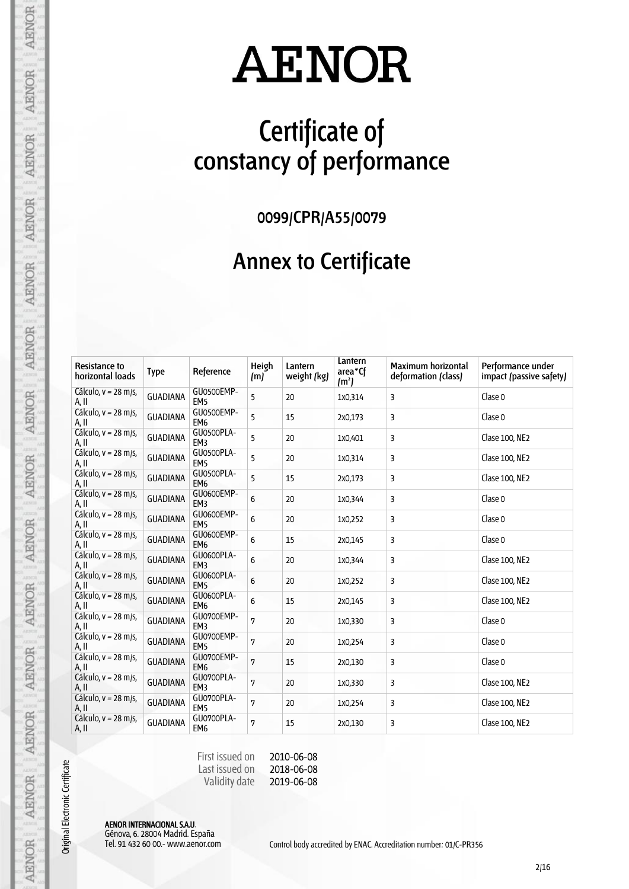# AENOR

## Certificate of constancy of performance

### 0099/CPR/A55/0079

## Annex to Certificate

| Resistance to horizontal loads | Type | Reference | Heigh (m) | Lantern weight (kg) | Lantern area*Cf (m²) | Maximum horizontal deformation (class) | Performance under impact (passive safety) |
|---|---|---|---|---|---|---|---|
| Cálculo, v = 28 m/s, A, II | GUADIANA | GU0500EMP-EM5 | 5 | 20 | 1x0,314 | 3 | Clase 0 |
| Cálculo, v = 28 m/s, A, II | GUADIANA | GU0500EMP-EM6 | 5 | 15 | 2x0,173 | 3 | Clase 0 |
| Cálculo, v = 28 m/s, A, II | GUADIANA | GU0500PLA-EM3 | 5 | 20 | 1x0,401 | 3 | Clase 100, NE2 |
| Cálculo, v = 28 m/s, A, II | GUADIANA | GU0500PLA-EM5 | 5 | 20 | 1x0,314 | 3 | Clase 100, NE2 |
| Cálculo, v = 28 m/s, A, II | GUADIANA | GU0500PLA-EM6 | 5 | 15 | 2x0,173 | 3 | Clase 100, NE2 |
| Cálculo, v = 28 m/s, A, II | GUADIANA | GU0600EMP-EM3 | 6 | 20 | 1x0,344 | 3 | Clase 0 |
| Cálculo, v = 28 m/s, A, II | GUADIANA | GU0600EMP-EM5 | 6 | 20 | 1x0,252 | 3 | Clase 0 |
| Cálculo, v = 28 m/s, A, II | GUADIANA | GU0600EMP-EM6 | 6 | 15 | 2x0,145 | 3 | Clase 0 |
| Cálculo, v = 28 m/s, A, II | GUADIANA | GU0600PLA-EM3 | 6 | 20 | 1x0,344 | 3 | Clase 100, NE2 |
| Cálculo, v = 28 m/s, A, II | GUADIANA | GU0600PLA-EM5 | 6 | 20 | 1x0,252 | 3 | Clase 100, NE2 |
| Cálculo, v = 28 m/s, A, II | GUADIANA | GU0600PLA-EM6 | 6 | 15 | 2x0,145 | 3 | Clase 100, NE2 |
| Cálculo, v = 28 m/s, A, II | GUADIANA | GU0700EMP-EM3 | 7 | 20 | 1x0,330 | 3 | Clase 0 |
| Cálculo, v = 28 m/s, A, II | GUADIANA | GU0700EMP-EM5 | 7 | 20 | 1x0,254 | 3 | Clase 0 |
| Cálculo, v = 28 m/s, A, II | GUADIANA | GU0700EMP-EM6 | 7 | 15 | 2x0,130 | 3 | Clase 0 |
| Cálculo, v = 28 m/s, A, II | GUADIANA | GU0700PLA-EM3 | 7 | 20 | 1x0,330 | 3 | Clase 100, NE2 |
| Cálculo, v = 28 m/s, A, II | GUADIANA | GU0700PLA-EM5 | 7 | 20 | 1x0,254 | 3 | Clase 100, NE2 |
| Cálculo, v = 28 m/s, A, II | GUADIANA | GU0700PLA-EM6 | 7 | 15 | 2x0,130 | 3 | Clase 100, NE2 |

First issued on 2010-06-08
Last issued on 2018-06-08
Validity date 2019-06-08

Original Electronic Certificate

**AENOR INTERNACIONAL S.A.U.**
Génova, 6. 28004 Madrid. España
Tel. 91 432 60 00.- www.aenor.com

Control body accredited by ENAC. Accreditation number: 01/C-PR356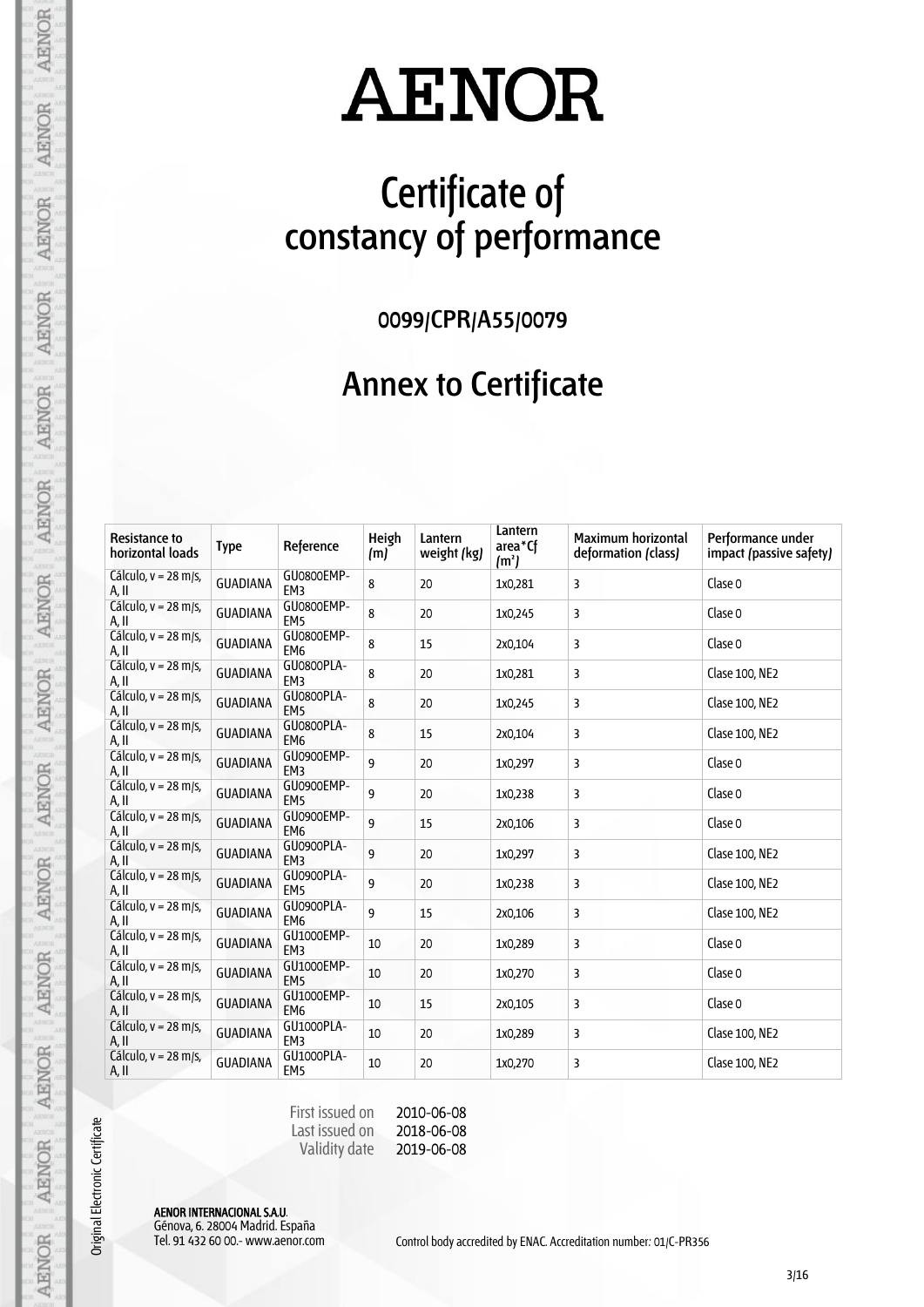# AENOR

# Certificate of constancy of performance

## 0099/CPR/A55/0079

## Annex to Certificate

| Resistance to horizontal loads | Type | Reference | Heigh (m) | Lantern weight (kg) | Lantern area*Cf (m²) | Maximum horizontal deformation (class) | Performance under impact (passive safety) |
|---|---|---|---|---|---|---|---|
| Cálculo, v = 28 m/s, A, II | GUADIANA | GU0800EMP-EM3 | 8 | 20 | 1x0,281 | 3 | Clase 0 |
| Cálculo, v = 28 m/s, A, II | GUADIANA | GU0800EMP-EM5 | 8 | 20 | 1x0,245 | 3 | Clase 0 |
| Cálculo, v = 28 m/s, A, II | GUADIANA | GU0800EMP-EM6 | 8 | 15 | 2x0,104 | 3 | Clase 0 |
| Cálculo, v = 28 m/s, A, II | GUADIANA | GU0800PLA-EM3 | 8 | 20 | 1x0,281 | 3 | Clase 100, NE2 |
| Cálculo, v = 28 m/s, A, II | GUADIANA | GU0800PLA-EM5 | 8 | 20 | 1x0,245 | 3 | Clase 100, NE2 |
| Cálculo, v = 28 m/s, A, II | GUADIANA | GU0800PLA-EM6 | 8 | 15 | 2x0,104 | 3 | Clase 100, NE2 |
| Cálculo, v = 28 m/s, A, II | GUADIANA | GU0900EMP-EM3 | 9 | 20 | 1x0,297 | 3 | Clase 0 |
| Cálculo, v = 28 m/s, A, II | GUADIANA | GU0900EMP-EM5 | 9 | 20 | 1x0,238 | 3 | Clase 0 |
| Cálculo, v = 28 m/s, A, II | GUADIANA | GU0900EMP-EM6 | 9 | 15 | 2x0,106 | 3 | Clase 0 |
| Cálculo, v = 28 m/s, A, II | GUADIANA | GU0900PLA-EM3 | 9 | 20 | 1x0,297 | 3 | Clase 100, NE2 |
| Cálculo, v = 28 m/s, A, II | GUADIANA | GU0900PLA-EM5 | 9 | 20 | 1x0,238 | 3 | Clase 100, NE2 |
| Cálculo, v = 28 m/s, A, II | GUADIANA | GU0900PLA-EM6 | 9 | 15 | 2x0,106 | 3 | Clase 100, NE2 |
| Cálculo, v = 28 m/s, A, II | GUADIANA | GU1000EMP-EM3 | 10 | 20 | 1x0,289 | 3 | Clase 0 |
| Cálculo, v = 28 m/s, A, II | GUADIANA | GU1000EMP-EM5 | 10 | 20 | 1x0,270 | 3 | Clase 0 |
| Cálculo, v = 28 m/s, A, II | GUADIANA | GU1000EMP-EM6 | 10 | 15 | 2x0,105 | 3 | Clase 0 |
| Cálculo, v = 28 m/s, A, II | GUADIANA | GU1000PLA-EM3 | 10 | 20 | 1x0,289 | 3 | Clase 100, NE2 |
| Cálculo, v = 28 m/s, A, II | GUADIANA | GU1000PLA-EM5 | 10 | 20 | 1x0,270 | 3 | Clase 100, NE2 |

First issued on 2010-06-08
Last issued on 2018-06-08
Validity date 2019-06-08

Original Electronic Certificate

**AENOR INTERNACIONAL S.A.U.**
Génova, 6. 28004 Madrid. España
Tel. 91 432 60 00.- www.aenor.com

Control body accredited by ENAC. Accreditation number: 01/C-PR356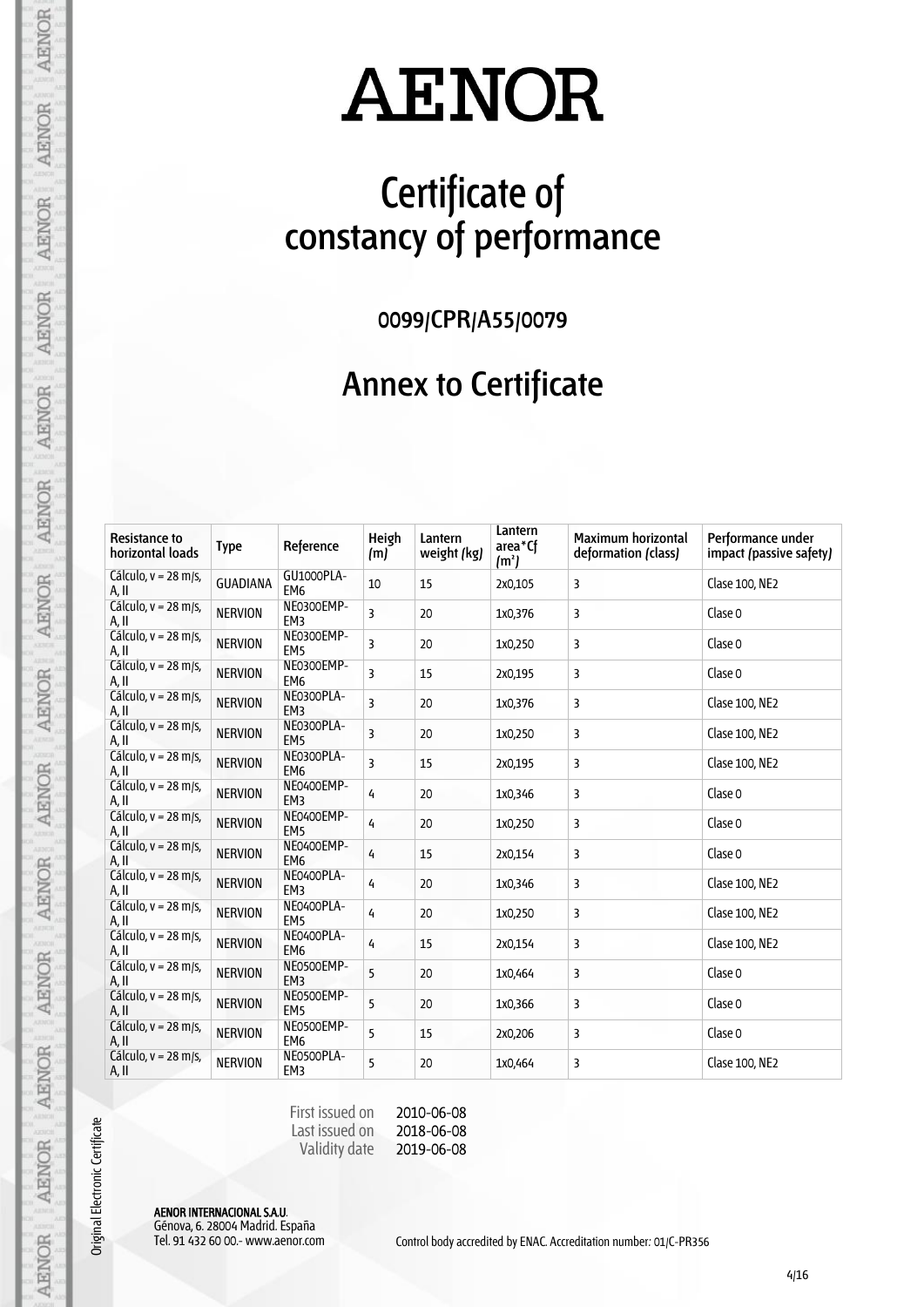# AENOR

# Certificate of constancy of performance

## 0099/CPR/A55/0079

## Annex to Certificate

| Resistance to horizontal loads | Type | Reference | Heigh (m) | Lantern weight (kg) | Lantern area*Cf (m²) | Maximum horizontal deformation (class) | Performance under impact (passive safety) |
|---|---|---|---|---|---|---|---|
| Cálculo, v = 28 m/s, A, II | GUADIANA | GU1000PLA-EM6 | 10 | 15 | 2x0,105 | 3 | Clase 100, NE2 |
| Cálculo, v = 28 m/s, A, II | NERVION | NE0300EMP-EM3 | 3 | 20 | 1x0,376 | 3 | Clase 0 |
| Cálculo, v = 28 m/s, A, II | NERVION | NE0300EMP-EM5 | 3 | 20 | 1x0,250 | 3 | Clase 0 |
| Cálculo, v = 28 m/s, A, II | NERVION | NE0300EMP-EM6 | 3 | 15 | 2x0,195 | 3 | Clase 0 |
| Cálculo, v = 28 m/s, A, II | NERVION | NE0300PLA-EM3 | 3 | 20 | 1x0,376 | 3 | Clase 100, NE2 |
| Cálculo, v = 28 m/s, A, II | NERVION | NE0300PLA-EM5 | 3 | 20 | 1x0,250 | 3 | Clase 100, NE2 |
| Cálculo, v = 28 m/s, A, II | NERVION | NE0300PLA-EM6 | 3 | 15 | 2x0,195 | 3 | Clase 100, NE2 |
| Cálculo, v = 28 m/s, A, II | NERVION | NE0400EMP-EM3 | 4 | 20 | 1x0,346 | 3 | Clase 0 |
| Cálculo, v = 28 m/s, A, II | NERVION | NE0400EMP-EM5 | 4 | 20 | 1x0,250 | 3 | Clase 0 |
| Cálculo, v = 28 m/s, A, II | NERVION | NE0400EMP-EM6 | 4 | 15 | 2x0,154 | 3 | Clase 0 |
| Cálculo, v = 28 m/s, A, II | NERVION | NE0400PLA-EM3 | 4 | 20 | 1x0,346 | 3 | Clase 100, NE2 |
| Cálculo, v = 28 m/s, A, II | NERVION | NE0400PLA-EM5 | 4 | 20 | 1x0,250 | 3 | Clase 100, NE2 |
| Cálculo, v = 28 m/s, A, II | NERVION | NE0400PLA-EM6 | 4 | 15 | 2x0,154 | 3 | Clase 100, NE2 |
| Cálculo, v = 28 m/s, A, II | NERVION | NE0500EMP-EM3 | 5 | 20 | 1x0,464 | 3 | Clase 0 |
| Cálculo, v = 28 m/s, A, II | NERVION | NE0500EMP-EM5 | 5 | 20 | 1x0,366 | 3 | Clase 0 |
| Cálculo, v = 28 m/s, A, II | NERVION | NE0500EMP-EM6 | 5 | 15 | 2x0,206 | 3 | Clase 0 |
| Cálculo, v = 28 m/s, A, II | NERVION | NE0500PLA-EM3 | 5 | 20 | 1x0,464 | 3 | Clase 100, NE2 |

First issued on 2010-06-08
Last issued on 2018-06-08
Validity date 2019-06-08

Original Electronic Certificate

**AENOR INTERNACIONAL S.A.U.**
Génova, 6. 28004 Madrid. España
Tel. 91 432 60 00.- www.aenor.com

Control body accredited by ENAC. Accreditation number: 01/C-PR356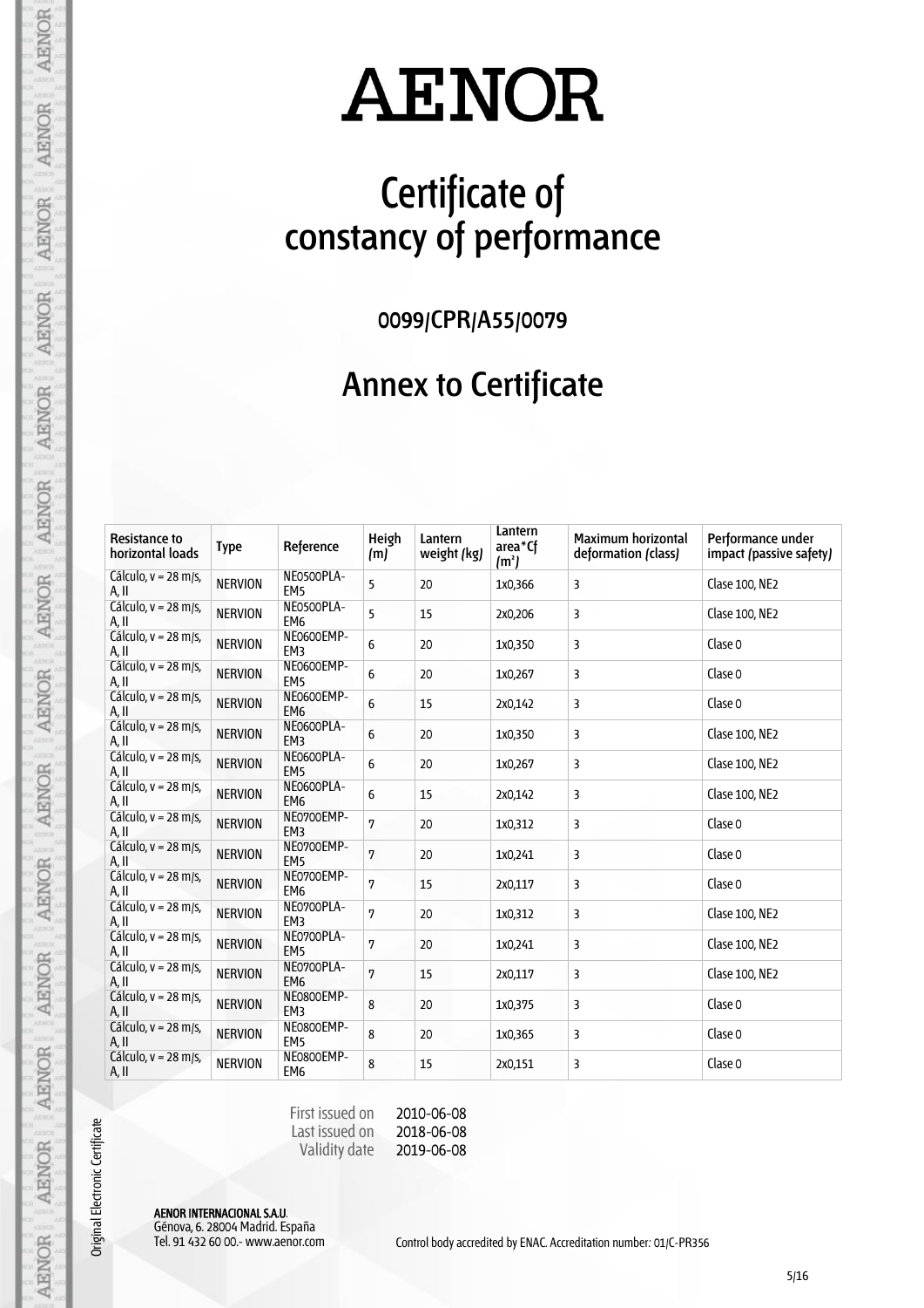# AENOR

# Certificate of constancy of performance

## 0099/CPR/A55/0079

## Annex to Certificate

| Resistance to horizontal loads | Type | Reference | Heigh (m) | Lantern weight (kg) | Lantern area*Cf (m²) | Maximum horizontal deformation (class) | Performance under impact (passive safety) |
|---|---|---|---|---|---|---|---|
| Cálculo, v = 28 m/s, A, II | NERVION | NE0500PLA-EM5 | 5 | 20 | 1x0,366 | 3 | Clase 100, NE2 |
| Cálculo, v = 28 m/s, A, II | NERVION | NE0500PLA-EM6 | 5 | 15 | 2x0,206 | 3 | Clase 100, NE2 |
| Cálculo, v = 28 m/s, A, II | NERVION | NE0600EMP-EM3 | 6 | 20 | 1x0,350 | 3 | Clase 0 |
| Cálculo, v = 28 m/s, A, II | NERVION | NE0600EMP-EM5 | 6 | 20 | 1x0,267 | 3 | Clase 0 |
| Cálculo, v = 28 m/s, A, II | NERVION | NE0600EMP-EM6 | 6 | 15 | 2x0,142 | 3 | Clase 0 |
| Cálculo, v = 28 m/s, A, II | NERVION | NE0600PLA-EM3 | 6 | 20 | 1x0,350 | 3 | Clase 100, NE2 |
| Cálculo, v = 28 m/s, A, II | NERVION | NE0600PLA-EM5 | 6 | 20 | 1x0,267 | 3 | Clase 100, NE2 |
| Cálculo, v = 28 m/s, A, II | NERVION | NE0600PLA-EM6 | 6 | 15 | 2x0,142 | 3 | Clase 100, NE2 |
| Cálculo, v = 28 m/s, A, II | NERVION | NE0700EMP-EM3 | 7 | 20 | 1x0,312 | 3 | Clase 0 |
| Cálculo, v = 28 m/s, A, II | NERVION | NE0700EMP-EM5 | 7 | 20 | 1x0,241 | 3 | Clase 0 |
| Cálculo, v = 28 m/s, A, II | NERVION | NE0700EMP-EM6 | 7 | 15 | 2x0,117 | 3 | Clase 0 |
| Cálculo, v = 28 m/s, A, II | NERVION | NE0700PLA-EM3 | 7 | 20 | 1x0,312 | 3 | Clase 100, NE2 |
| Cálculo, v = 28 m/s, A, II | NERVION | NE0700PLA-EM5 | 7 | 20 | 1x0,241 | 3 | Clase 100, NE2 |
| Cálculo, v = 28 m/s, A, II | NERVION | NE0700PLA-EM6 | 7 | 15 | 2x0,117 | 3 | Clase 100, NE2 |
| Cálculo, v = 28 m/s, A, II | NERVION | NE0800EMP-EM3 | 8 | 20 | 1x0,375 | 3 | Clase 0 |
| Cálculo, v = 28 m/s, A, II | NERVION | NE0800EMP-EM5 | 8 | 20 | 1x0,365 | 3 | Clase 0 |
| Cálculo, v = 28 m/s, A, II | NERVION | NE0800EMP-EM6 | 8 | 15 | 2x0,151 | 3 | Clase 0 |

First issued on 2010-06-08
Last issued on 2018-06-08
Validity date 2019-06-08

Original Electronic Certificate

**AENOR INTERNACIONAL S.A.U.**
Génova, 6. 28004 Madrid. España
Tel. 91 432 60 00.- www.aenor.com

Control body accredited by ENAC. Accreditation number: 01/C-PR356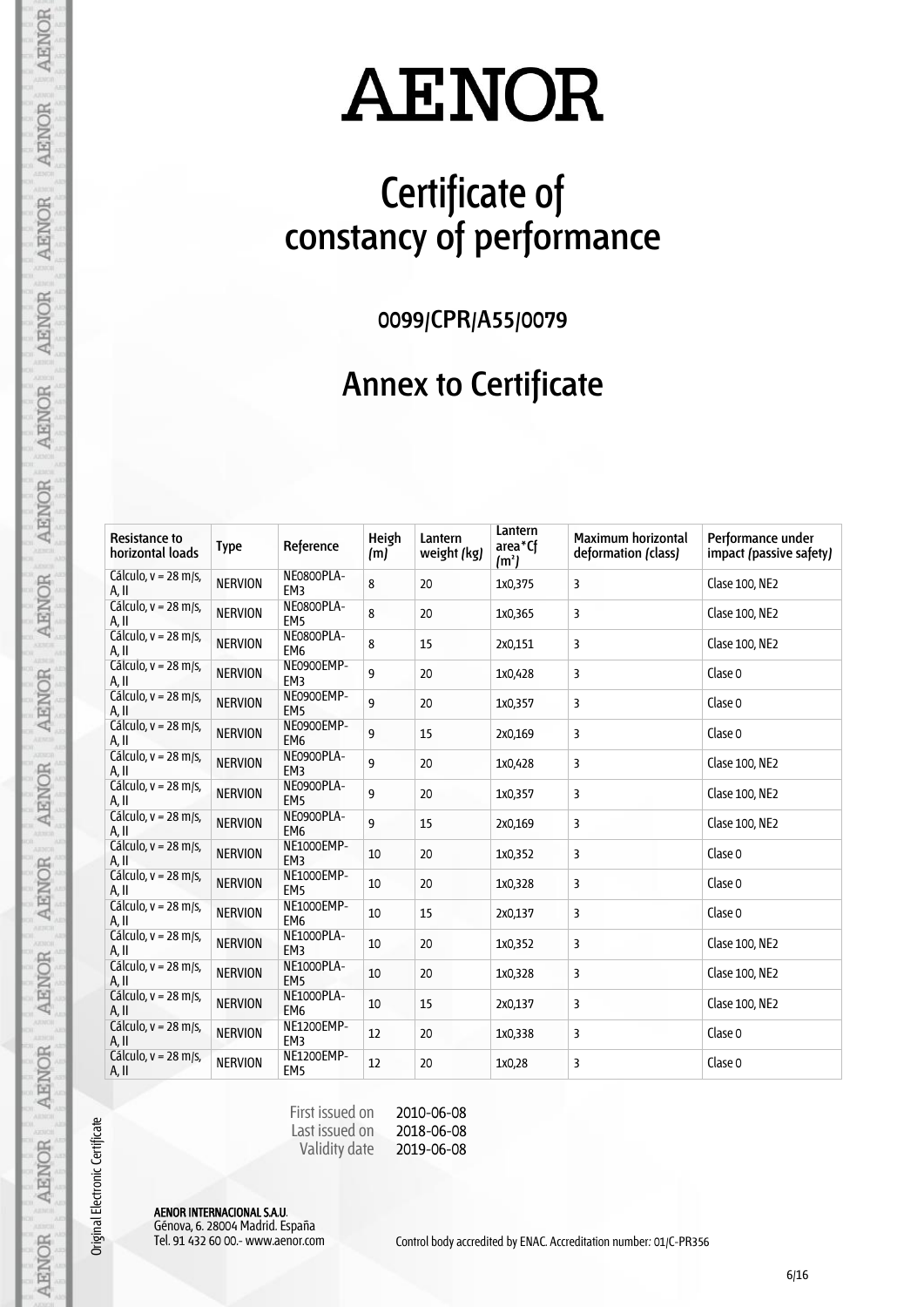# AENOR

# Certificate of constancy of performance

## 0099/CPR/A55/0079

## Annex to Certificate

| Resistance to horizontal loads | Type | Reference | Heigh (m) | Lantern weight (kg) | Lantern area*Cf (m²) | Maximum horizontal deformation (class) | Performance under impact (passive safety) |
|---|---|---|---|---|---|---|---|
| Cálculo, v = 28 m/s, A, II | NERVION | NE0800PLA-EM3 | 8 | 20 | 1x0,375 | 3 | Clase 100, NE2 |
| Cálculo, v = 28 m/s, A, II | NERVION | NE0800PLA-EM5 | 8 | 20 | 1x0,365 | 3 | Clase 100, NE2 |
| Cálculo, v = 28 m/s, A, II | NERVION | NE0800PLA-EM6 | 8 | 15 | 2x0,151 | 3 | Clase 100, NE2 |
| Cálculo, v = 28 m/s, A, II | NERVION | NE0900EMP-EM3 | 9 | 20 | 1x0,428 | 3 | Clase 0 |
| Cálculo, v = 28 m/s, A, II | NERVION | NE0900EMP-EM5 | 9 | 20 | 1x0,357 | 3 | Clase 0 |
| Cálculo, v = 28 m/s, A, II | NERVION | NE0900EMP-EM6 | 9 | 15 | 2x0,169 | 3 | Clase 0 |
| Cálculo, v = 28 m/s, A, II | NERVION | NE0900PLA-EM3 | 9 | 20 | 1x0,428 | 3 | Clase 100, NE2 |
| Cálculo, v = 28 m/s, A, II | NERVION | NE0900PLA-EM5 | 9 | 20 | 1x0,357 | 3 | Clase 100, NE2 |
| Cálculo, v = 28 m/s, A, II | NERVION | NE0900PLA-EM6 | 9 | 15 | 2x0,169 | 3 | Clase 100, NE2 |
| Cálculo, v = 28 m/s, A, II | NERVION | NE1000EMP-EM3 | 10 | 20 | 1x0,352 | 3 | Clase 0 |
| Cálculo, v = 28 m/s, A, II | NERVION | NE1000EMP-EM5 | 10 | 20 | 1x0,328 | 3 | Clase 0 |
| Cálculo, v = 28 m/s, A, II | NERVION | NE1000EMP-EM6 | 10 | 15 | 2x0,137 | 3 | Clase 0 |
| Cálculo, v = 28 m/s, A, II | NERVION | NE1000PLA-EM3 | 10 | 20 | 1x0,352 | 3 | Clase 100, NE2 |
| Cálculo, v = 28 m/s, A, II | NERVION | NE1000PLA-EM5 | 10 | 20 | 1x0,328 | 3 | Clase 100, NE2 |
| Cálculo, v = 28 m/s, A, II | NERVION | NE1000PLA-EM6 | 10 | 15 | 2x0,137 | 3 | Clase 100, NE2 |
| Cálculo, v = 28 m/s, A, II | NERVION | NE1200EMP-EM3 | 12 | 20 | 1x0,338 | 3 | Clase 0 |
| Cálculo, v = 28 m/s, A, II | NERVION | NE1200EMP-EM5 | 12 | 20 | 1x0,28 | 3 | Clase 0 |

First issued on 2010-06-08
Last issued on 2018-06-08
Validity date 2019-06-08

Original Electronic Certificate

**AENOR INTERNACIONAL S.A.U.**
Génova, 6. 28004 Madrid. España
Tel. 91 432 60 00.- www.aenor.com

Control body accredited by ENAC. Accreditation number: 01/C-PR356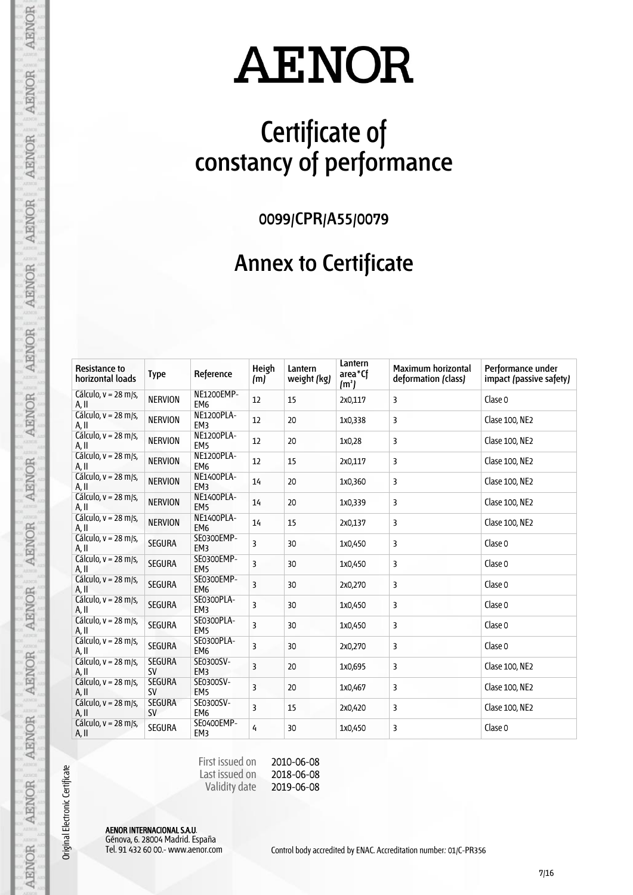# AENOR

# Certificate of constancy of performance

**0099/CPR/A55/0079**

## Annex to Certificate

| Resistance to horizontal loads | Type | Reference | Heigh (m) | Lantern weight (kg) | Lantern area*Cf (m²) | Maximum horizontal deformation (class) | Performance under impact (passive safety) |
|---|---|---|---|---|---|---|---|
| Cálculo, v = 28 m/s, A, II | NERVION | NE1200EMP-EM6 | 12 | 15 | 2x0,117 | 3 | Clase 0 |
| Cálculo, v = 28 m/s, A, II | NERVION | NE1200PLA-EM3 | 12 | 20 | 1x0,338 | 3 | Clase 100, NE2 |
| Cálculo, v = 28 m/s, A, II | NERVION | NE1200PLA-EM5 | 12 | 20 | 1x0,28 | 3 | Clase 100, NE2 |
| Cálculo, v = 28 m/s, A, II | NERVION | NE1200PLA-EM6 | 12 | 15 | 2x0,117 | 3 | Clase 100, NE2 |
| Cálculo, v = 28 m/s, A, II | NERVION | NE1400PLA-EM3 | 14 | 20 | 1x0,360 | 3 | Clase 100, NE2 |
| Cálculo, v = 28 m/s, A, II | NERVION | NE1400PLA-EM5 | 14 | 20 | 1x0,339 | 3 | Clase 100, NE2 |
| Cálculo, v = 28 m/s, A, II | NERVION | NE1400PLA-EM6 | 14 | 15 | 2x0,137 | 3 | Clase 100, NE2 |
| Cálculo, v = 28 m/s, A, II | SEGURA | SE0300EMP-EM3 | 3 | 30 | 1x0,450 | 3 | Clase 0 |
| Cálculo, v = 28 m/s, A, II | SEGURA | SE0300EMP-EM5 | 3 | 30 | 1x0,450 | 3 | Clase 0 |
| Cálculo, v = 28 m/s, A, II | SEGURA | SE0300EMP-EM6 | 3 | 30 | 2x0,270 | 3 | Clase 0 |
| Cálculo, v = 28 m/s, A, II | SEGURA | SE0300PLA-EM3 | 3 | 30 | 1x0,450 | 3 | Clase 0 |
| Cálculo, v = 28 m/s, A, II | SEGURA | SE0300PLA-EM5 | 3 | 30 | 1x0,450 | 3 | Clase 0 |
| Cálculo, v = 28 m/s, A, II | SEGURA | SE0300PLA-EM6 | 3 | 30 | 2x0,270 | 3 | Clase 0 |
| Cálculo, v = 28 m/s, A, II | SEGURA SV | SE0300SV-EM3 | 3 | 20 | 1x0,695 | 3 | Clase 100, NE2 |
| Cálculo, v = 28 m/s, A, II | SEGURA SV | SE0300SV-EM5 | 3 | 20 | 1x0,467 | 3 | Clase 100, NE2 |
| Cálculo, v = 28 m/s, A, II | SEGURA SV | SE0300SV-EM6 | 3 | 15 | 2x0,420 | 3 | Clase 100, NE2 |
| Cálculo, v = 28 m/s, A, II | SEGURA | SE0400EMP-EM3 | 4 | 30 | 1x0,450 | 3 | Clase 0 |

First issued on 2010-06-08
Last issued on 2018-06-08
Validity date 2019-06-08

Original Electronic Certificate

**AENOR INTERNACIONAL S.A.U.**
Génova, 6. 28004 Madrid. España
Tel. 91 432 60 00.- www.aenor.com

Control body accredited by ENAC. Accreditation number: 01/C-PR356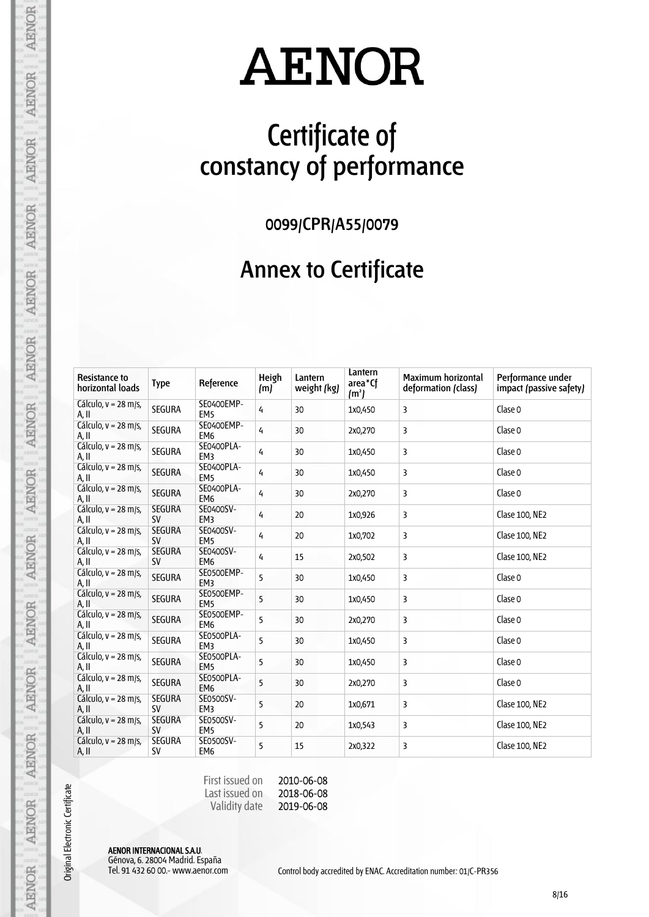# AENOR

## Certificate of constancy of performance

0099/CPR/A55/0079

## Annex to Certificate

| Resistance to horizontal loads | Type | Reference | Heigh (m) | Lantern weight (kg) | Lantern area*Cf (m²) | Maximum horizontal deformation (class) | Performance under impact (passive safety) |
|---|---|---|---|---|---|---|---|
| Cálculo, v = 28 m/s, A, II | SEGURA | SE0400EMP-EM5 | 4 | 30 | 1x0,450 | 3 | Clase 0 |
| Cálculo, v = 28 m/s, A, II | SEGURA | SE0400EMP-EM6 | 4 | 30 | 2x0,270 | 3 | Clase 0 |
| Cálculo, v = 28 m/s, A, II | SEGURA | SE0400PLA-EM3 | 4 | 30 | 1x0,450 | 3 | Clase 0 |
| Cálculo, v = 28 m/s, A, II | SEGURA | SE0400PLA-EM5 | 4 | 30 | 1x0,450 | 3 | Clase 0 |
| Cálculo, v = 28 m/s, A, II | SEGURA | SE0400PLA-EM6 | 4 | 30 | 2x0,270 | 3 | Clase 0 |
| Cálculo, v = 28 m/s, A, II | SEGURA SV | SE0400SV-EM3 | 4 | 20 | 1x0,926 | 3 | Clase 100, NE2 |
| Cálculo, v = 28 m/s, A, II | SEGURA SV | SE0400SV-EM5 | 4 | 20 | 1x0,702 | 3 | Clase 100, NE2 |
| Cálculo, v = 28 m/s, A, II | SEGURA SV | SE0400SV-EM6 | 4 | 15 | 2x0,502 | 3 | Clase 100, NE2 |
| Cálculo, v = 28 m/s, A, II | SEGURA | SE0500EMP-EM3 | 5 | 30 | 1x0,450 | 3 | Clase 0 |
| Cálculo, v = 28 m/s, A, II | SEGURA | SE0500EMP-EM5 | 5 | 30 | 1x0,450 | 3 | Clase 0 |
| Cálculo, v = 28 m/s, A, II | SEGURA | SE0500EMP-EM6 | 5 | 30 | 2x0,270 | 3 | Clase 0 |
| Cálculo, v = 28 m/s, A, II | SEGURA | SE0500PLA-EM3 | 5 | 30 | 1x0,450 | 3 | Clase 0 |
| Cálculo, v = 28 m/s, A, II | SEGURA | SE0500PLA-EM5 | 5 | 30 | 1x0,450 | 3 | Clase 0 |
| Cálculo, v = 28 m/s, A, II | SEGURA | SE0500PLA-EM6 | 5 | 30 | 2x0,270 | 3 | Clase 0 |
| Cálculo, v = 28 m/s, A, II | SEGURA SV | SE0500SV-EM3 | 5 | 20 | 1x0,671 | 3 | Clase 100, NE2 |
| Cálculo, v = 28 m/s, A, II | SEGURA SV | SE0500SV-EM5 | 5 | 20 | 1x0,543 | 3 | Clase 100, NE2 |
| Cálculo, v = 28 m/s, A, II | SEGURA SV | SE0500SV-EM6 | 5 | 15 | 2x0,322 | 3 | Clase 100, NE2 |

First issued on 2010-06-08
Last issued on 2018-06-08
Validity date 2019-06-08

Original Electronic Certificate

**AENOR INTERNACIONAL S.A.U.**
Génova, 6. 28004 Madrid. España
Tel. 91 432 60 00.- www.aenor.com

Control body accredited by ENAC. Accreditation number: 01/C-PR356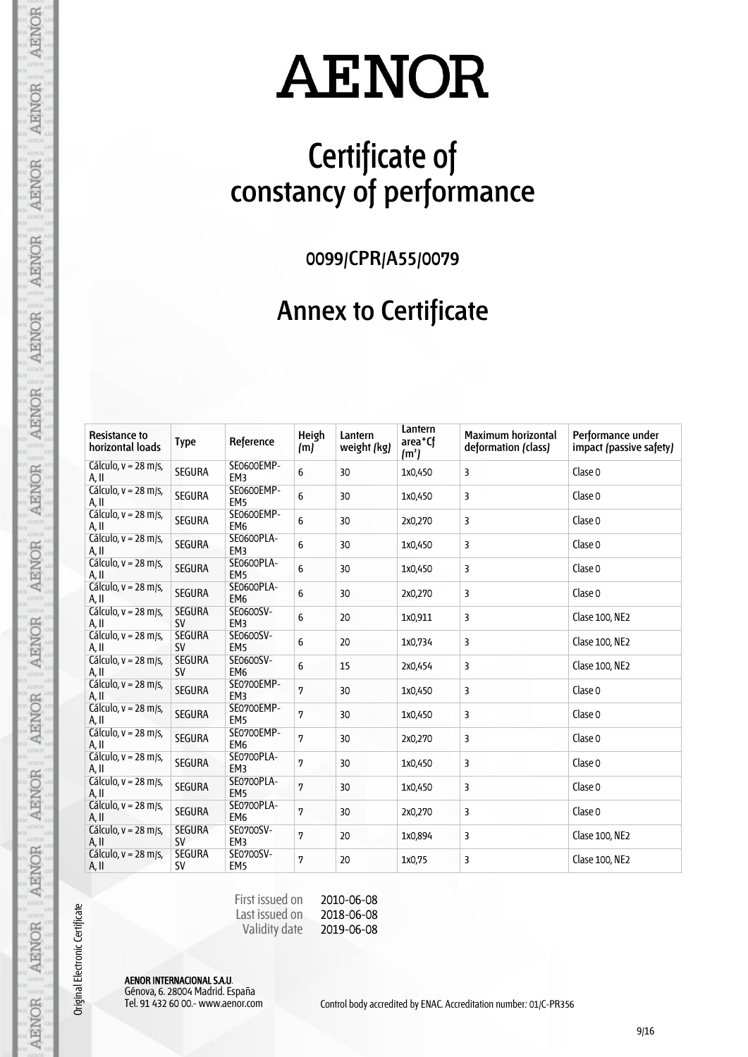# AENOR

# Certificate of constancy of performance

## 0099/CPR/A55/0079

## Annex to Certificate

| Resistance to horizontal loads | Type | Reference | Heigh (m) | Lantern weight (kg) | Lantern area*Cf (m²) | Maximum horizontal deformation (class) | Performance under impact (passive safety) |
|---|---|---|---|---|---|---|---|
| Cálculo, v = 28 m/s, A, II | SEGURA | SE0600EMP-EM3 | 6 | 30 | 1x0,450 | 3 | Clase 0 |
| Cálculo, v = 28 m/s, A, II | SEGURA | SE0600EMP-EM5 | 6 | 30 | 1x0,450 | 3 | Clase 0 |
| Cálculo, v = 28 m/s, A, II | SEGURA | SE0600EMP-EM6 | 6 | 30 | 2x0,270 | 3 | Clase 0 |
| Cálculo, v = 28 m/s, A, II | SEGURA | SE0600PLA-EM3 | 6 | 30 | 1x0,450 | 3 | Clase 0 |
| Cálculo, v = 28 m/s, A, II | SEGURA | SE0600PLA-EM5 | 6 | 30 | 1x0,450 | 3 | Clase 0 |
| Cálculo, v = 28 m/s, A, II | SEGURA | SE0600PLA-EM6 | 6 | 30 | 2x0,270 | 3 | Clase 0 |
| Cálculo, v = 28 m/s, A, II | SEGURA SV | SE0600SV-EM3 | 6 | 20 | 1x0,911 | 3 | Clase 100, NE2 |
| Cálculo, v = 28 m/s, A, II | SEGURA SV | SE0600SV-EM5 | 6 | 20 | 1x0,734 | 3 | Clase 100, NE2 |
| Cálculo, v = 28 m/s, A, II | SEGURA SV | SE0600SV-EM6 | 6 | 15 | 2x0,454 | 3 | Clase 100, NE2 |
| Cálculo, v = 28 m/s, A, II | SEGURA | SE0700EMP-EM3 | 7 | 30 | 1x0,450 | 3 | Clase 0 |
| Cálculo, v = 28 m/s, A, II | SEGURA | SE0700EMP-EM5 | 7 | 30 | 1x0,450 | 3 | Clase 0 |
| Cálculo, v = 28 m/s, A, II | SEGURA | SE0700EMP-EM6 | 7 | 30 | 2x0,270 | 3 | Clase 0 |
| Cálculo, v = 28 m/s, A, II | SEGURA | SE0700PLA-EM3 | 7 | 30 | 1x0,450 | 3 | Clase 0 |
| Cálculo, v = 28 m/s, A, II | SEGURA | SE0700PLA-EM5 | 7 | 30 | 1x0,450 | 3 | Clase 0 |
| Cálculo, v = 28 m/s, A, II | SEGURA | SE0700PLA-EM6 | 7 | 30 | 2x0,270 | 3 | Clase 0 |
| Cálculo, v = 28 m/s, A, II | SEGURA SV | SE0700SV-EM3 | 7 | 20 | 1x0,894 | 3 | Clase 100, NE2 |
| Cálculo, v = 28 m/s, A, II | SEGURA SV | SE0700SV-EM5 | 7 | 20 | 1x0,75 | 3 | Clase 100, NE2 |

First issued on 2010-06-08
Last issued on 2018-06-08
Validity date 2019-06-08

Original Electronic Certificate

**AENOR INTERNACIONAL S.A.U.**
Génova, 6. 28004 Madrid. España
Tel. 91 432 60 00.- www.aenor.com

Control body accredited by ENAC. Accreditation number: 01/C-PR356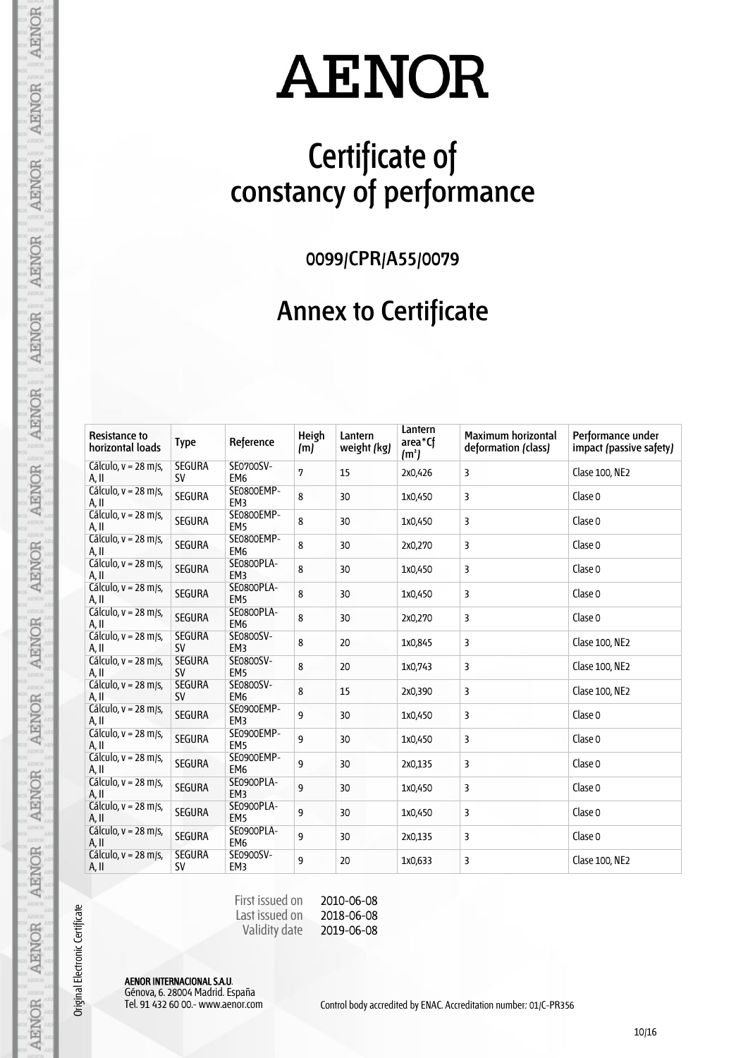# AENOR

# Certificate of constancy of performance

## 0099/CPR/A55/0079

## Annex to Certificate

| Resistance to horizontal loads | Type | Reference | Heigh (m) | Lantern weight (kg) | Lantern area*Cf (m²) | Maximum horizontal deformation (class) | Performance under impact (passive safety) |
|---|---|---|---|---|---|---|---|
| Cálculo, v = 28 m/s, A, II | SEGURA SV | SE0700SV-EM6 | 7 | 15 | 2x0,426 | 3 | Clase 100, NE2 |
| Cálculo, v = 28 m/s, A, II | SEGURA | SE0800EMP-EM3 | 8 | 30 | 1x0,450 | 3 | Clase 0 |
| Cálculo, v = 28 m/s, A, II | SEGURA | SE0800EMP-EM5 | 8 | 30 | 1x0,450 | 3 | Clase 0 |
| Cálculo, v = 28 m/s, A, II | SEGURA | SE0800EMP-EM6 | 8 | 30 | 2x0,270 | 3 | Clase 0 |
| Cálculo, v = 28 m/s, A, II | SEGURA | SE0800PLA-EM3 | 8 | 30 | 1x0,450 | 3 | Clase 0 |
| Cálculo, v = 28 m/s, A, II | SEGURA | SE0800PLA-EM5 | 8 | 30 | 1x0,450 | 3 | Clase 0 |
| Cálculo, v = 28 m/s, A, II | SEGURA | SE0800PLA-EM6 | 8 | 30 | 2x0,270 | 3 | Clase 0 |
| Cálculo, v = 28 m/s, A, II | SEGURA SV | SE0800SV-EM3 | 8 | 20 | 1x0,845 | 3 | Clase 100, NE2 |
| Cálculo, v = 28 m/s, A, II | SEGURA SV | SE0800SV-EM5 | 8 | 20 | 1x0,743 | 3 | Clase 100, NE2 |
| Cálculo, v = 28 m/s, A, II | SEGURA SV | SE0800SV-EM6 | 8 | 15 | 2x0,390 | 3 | Clase 100, NE2 |
| Cálculo, v = 28 m/s, A, II | SEGURA | SE0900EMP-EM3 | 9 | 30 | 1x0,450 | 3 | Clase 0 |
| Cálculo, v = 28 m/s, A, II | SEGURA | SE0900EMP-EM5 | 9 | 30 | 1x0,450 | 3 | Clase 0 |
| Cálculo, v = 28 m/s, A, II | SEGURA | SE0900EMP-EM6 | 9 | 30 | 2x0,135 | 3 | Clase 0 |
| Cálculo, v = 28 m/s, A, II | SEGURA | SE0900PLA-EM3 | 9 | 30 | 1x0,450 | 3 | Clase 0 |
| Cálculo, v = 28 m/s, A, II | SEGURA | SE0900PLA-EM5 | 9 | 30 | 1x0,450 | 3 | Clase 0 |
| Cálculo, v = 28 m/s, A, II | SEGURA | SE0900PLA-EM6 | 9 | 30 | 2x0,135 | 3 | Clase 0 |
| Cálculo, v = 28 m/s, A, II | SEGURA SV | SE0900SV-EM3 | 9 | 20 | 1x0,633 | 3 | Clase 100, NE2 |

First issued on 2010-06-08
Last issued on 2018-06-08
Validity date 2019-06-08

Original Electronic Certificate

**AENOR INTERNACIONAL S.A.U.**
Génova, 6. 28004 Madrid. España
Tel. 91 432 60 00.- www.aenor.com

Control body accredited by ENAC. Accreditation number: 01/C-PR356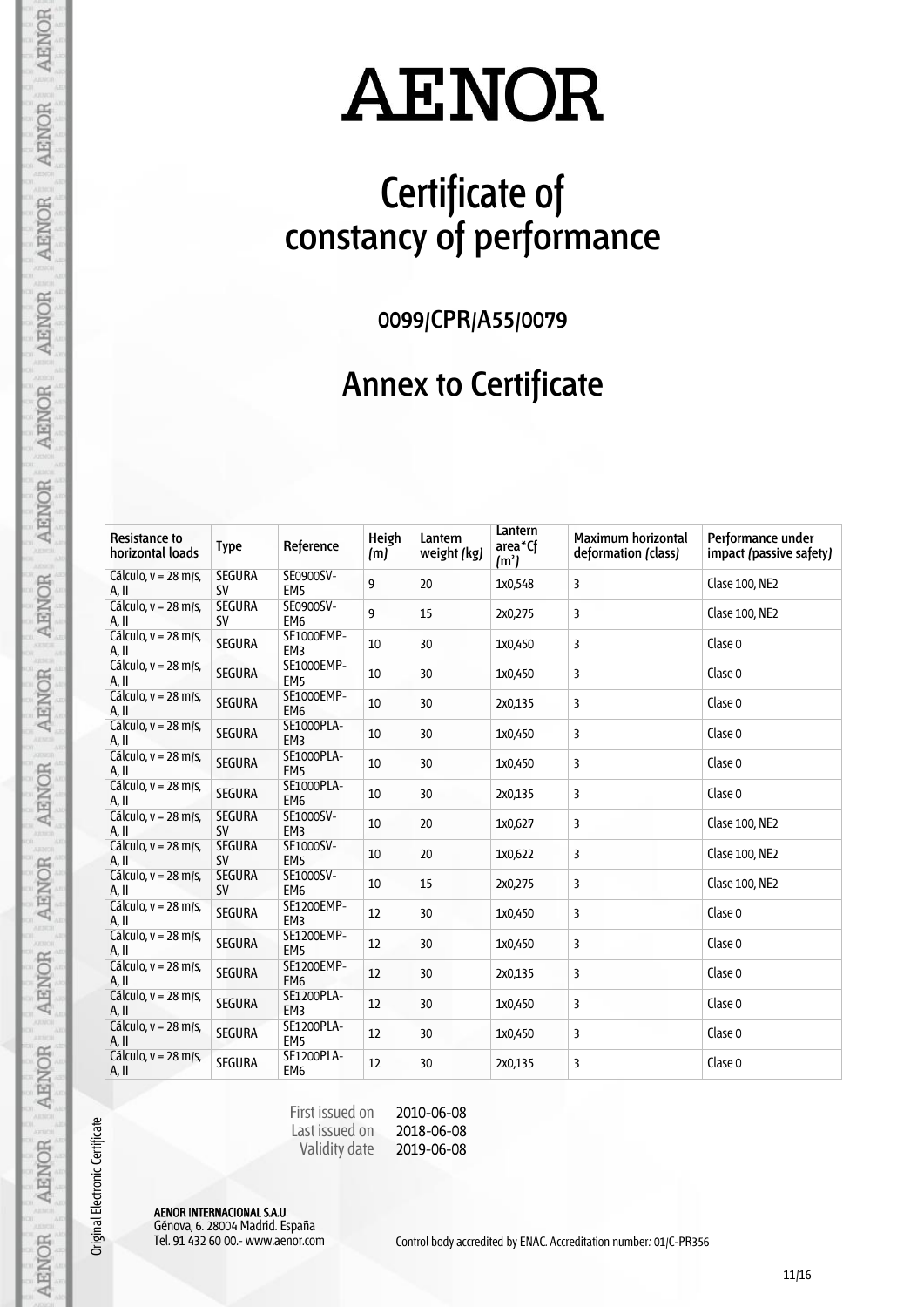# AENOR

# Certificate of constancy of performance

## 0099/CPR/A55/0079

## Annex to Certificate

| Resistance to horizontal loads | Type | Reference | Heigh (m) | Lantern weight (kg) | Lantern area*Cf (m²) | Maximum horizontal deformation (class) | Performance under impact (passive safety) |
|---|---|---|---|---|---|---|---|
| Cálculo, v = 28 m/s, A, II | SEGURA SV | SE0900SV-EM5 | 9 | 20 | 1x0,548 | 3 | Clase 100, NE2 |
| Cálculo, v = 28 m/s, A, II | SEGURA SV | SE0900SV-EM6 | 9 | 15 | 2x0,275 | 3 | Clase 100, NE2 |
| Cálculo, v = 28 m/s, A, II | SEGURA | SE1000EMP-EM3 | 10 | 30 | 1x0,450 | 3 | Clase 0 |
| Cálculo, v = 28 m/s, A, II | SEGURA | SE1000EMP-EM5 | 10 | 30 | 1x0,450 | 3 | Clase 0 |
| Cálculo, v = 28 m/s, A, II | SEGURA | SE1000EMP-EM6 | 10 | 30 | 2x0,135 | 3 | Clase 0 |
| Cálculo, v = 28 m/s, A, II | SEGURA | SE1000PLA-EM3 | 10 | 30 | 1x0,450 | 3 | Clase 0 |
| Cálculo, v = 28 m/s, A, II | SEGURA | SE1000PLA-EM5 | 10 | 30 | 1x0,450 | 3 | Clase 0 |
| Cálculo, v = 28 m/s, A, II | SEGURA | SE1000PLA-EM6 | 10 | 30 | 2x0,135 | 3 | Clase 0 |
| Cálculo, v = 28 m/s, A, II | SEGURA SV | SE1000SV-EM3 | 10 | 20 | 1x0,627 | 3 | Clase 100, NE2 |
| Cálculo, v = 28 m/s, A, II | SEGURA SV | SE1000SV-EM5 | 10 | 20 | 1x0,622 | 3 | Clase 100, NE2 |
| Cálculo, v = 28 m/s, A, II | SEGURA SV | SE1000SV-EM6 | 10 | 15 | 2x0,275 | 3 | Clase 100, NE2 |
| Cálculo, v = 28 m/s, A, II | SEGURA | SE1200EMP-EM3 | 12 | 30 | 1x0,450 | 3 | Clase 0 |
| Cálculo, v = 28 m/s, A, II | SEGURA | SE1200EMP-EM5 | 12 | 30 | 1x0,450 | 3 | Clase 0 |
| Cálculo, v = 28 m/s, A, II | SEGURA | SE1200EMP-EM6 | 12 | 30 | 2x0,135 | 3 | Clase 0 |
| Cálculo, v = 28 m/s, A, II | SEGURA | SE1200PLA-EM3 | 12 | 30 | 1x0,450 | 3 | Clase 0 |
| Cálculo, v = 28 m/s, A, II | SEGURA | SE1200PLA-EM5 | 12 | 30 | 1x0,450 | 3 | Clase 0 |
| Cálculo, v = 28 m/s, A, II | SEGURA | SE1200PLA-EM6 | 12 | 30 | 2x0,135 | 3 | Clase 0 |

First issued on 2010-06-08
Last issued on 2018-06-08
Validity date 2019-06-08

Original Electronic Certificate

**AENOR INTERNACIONAL S.A.U.**
Génova, 6. 28004 Madrid. España
Tel. 91 432 60 00.- www.aenor.com

Control body accredited by ENAC. Accreditation number: 01/C-PR356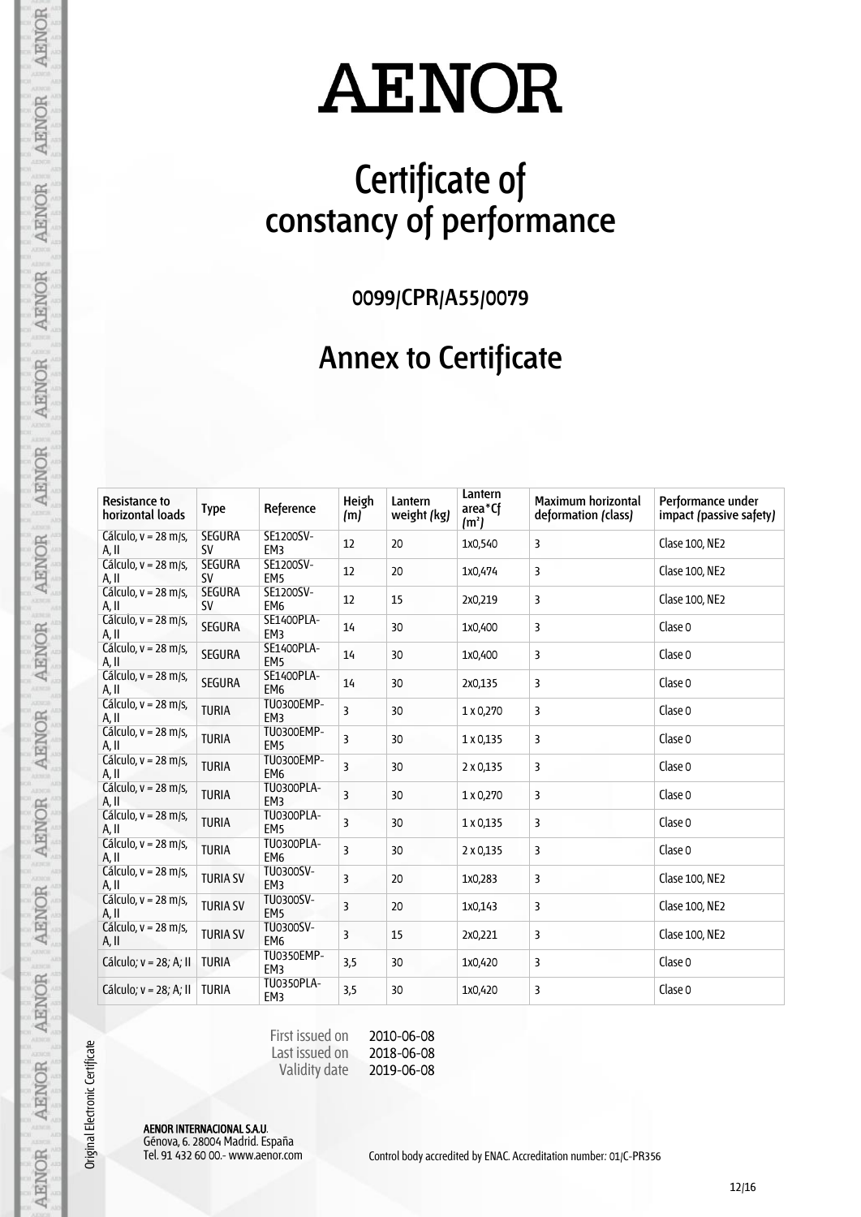# AENOR

# Certificate of constancy of performance

## 0099/CPR/A55/0079

## Annex to Certificate

| Resistance to horizontal loads | Type | Reference | Heigh (m) | Lantern weight (kg) | Lantern area*Cf (m²) | Maximum horizontal deformation (class) | Performance under impact (passive safety) |
|---|---|---|---|---|---|---|---|
| Cálculo, v = 28 m/s, A, II | SEGURA SV | SE1200SV-EM3 | 12 | 20 | 1x0,540 | 3 | Clase 100, NE2 |
| Cálculo, v = 28 m/s, A, II | SEGURA SV | SE1200SV-EM5 | 12 | 20 | 1x0,474 | 3 | Clase 100, NE2 |
| Cálculo, v = 28 m/s, A, II | SEGURA SV | SE1200SV-EM6 | 12 | 15 | 2x0,219 | 3 | Clase 100, NE2 |
| Cálculo, v = 28 m/s, A, II | SEGURA | SE1400PLA-EM3 | 14 | 30 | 1x0,400 | 3 | Clase 0 |
| Cálculo, v = 28 m/s, A, II | SEGURA | SE1400PLA-EM5 | 14 | 30 | 1x0,400 | 3 | Clase 0 |
| Cálculo, v = 28 m/s, A, II | SEGURA | SE1400PLA-EM6 | 14 | 30 | 2x0,135 | 3 | Clase 0 |
| Cálculo, v = 28 m/s, A, II | TURIA | TU0300EMP-EM3 | 3 | 30 | 1 x 0,270 | 3 | Clase 0 |
| Cálculo, v = 28 m/s, A, II | TURIA | TU0300EMP-EM5 | 3 | 30 | 1 x 0,135 | 3 | Clase 0 |
| Cálculo, v = 28 m/s, A, II | TURIA | TU0300EMP-EM6 | 3 | 30 | 2 x 0,135 | 3 | Clase 0 |
| Cálculo, v = 28 m/s, A, II | TURIA | TU0300PLA-EM3 | 3 | 30 | 1 x 0,270 | 3 | Clase 0 |
| Cálculo, v = 28 m/s, A, II | TURIA | TU0300PLA-EM5 | 3 | 30 | 1 x 0,135 | 3 | Clase 0 |
| Cálculo, v = 28 m/s, A, II | TURIA | TU0300PLA-EM6 | 3 | 30 | 2 x 0,135 | 3 | Clase 0 |
| Cálculo, v = 28 m/s, A, II | TURIA SV | TU0300SV-EM3 | 3 | 20 | 1x0,283 | 3 | Clase 100, NE2 |
| Cálculo, v = 28 m/s, A, II | TURIA SV | TU0300SV-EM5 | 3 | 20 | 1x0,143 | 3 | Clase 100, NE2 |
| Cálculo, v = 28 m/s, A, II | TURIA SV | TU0300SV-EM6 | 3 | 15 | 2x0,221 | 3 | Clase 100, NE2 |
| Cálculo; v = 28; A; II | TURIA | TU0350EMP-EM3 | 3,5 | 30 | 1x0,420 | 3 | Clase 0 |
| Cálculo; v = 28; A; II | TURIA | TU0350PLA-EM3 | 3,5 | 30 | 1x0,420 | 3 | Clase 0 |

First issued on 2010-06-08
Last issued on 2018-06-08
Validity date 2019-06-08

Original Electronic Certificate

**AENOR INTERNACIONAL S.A.U.**
Génova, 6. 28004 Madrid. España
Tel. 91 432 60 00.- www.aenor.com

Control body accredited by ENAC. Accreditation number: 01/C-PR356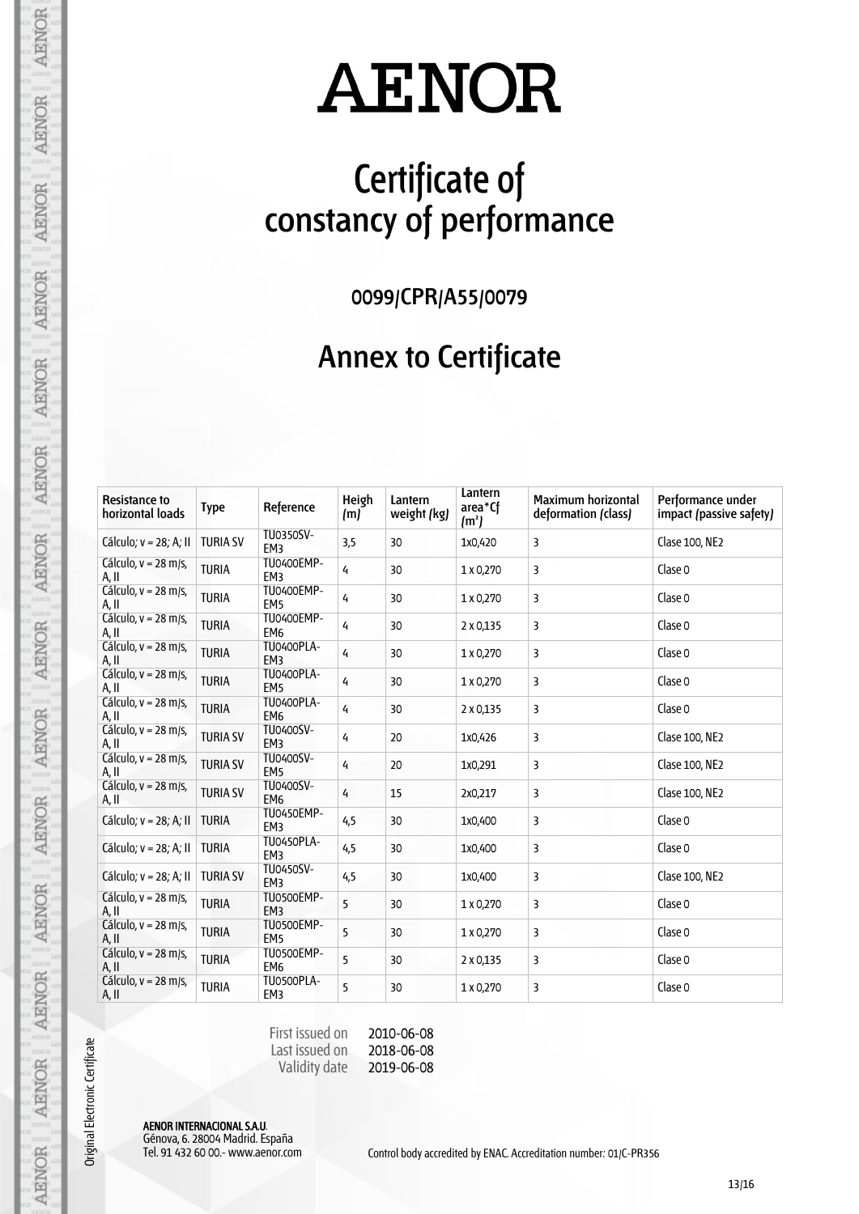# AENOR

# Certificate of constancy of performance

0099/CPR/A55/0079

## Annex to Certificate

| Resistance to horizontal loads | Type | Reference | Heigh (m) | Lantern weight (kg) | Lantern area*Cf (m²) | Maximum horizontal deformation (class) | Performance under impact (passive safety) |
|---|---|---|---|---|---|---|---|
| Cálculo; v = 28; A; II | TURIA SV | TU0350SV-EM3 | 3,5 | 30 | 1x0,420 | 3 | Clase 100, NE2 |
| Cálculo, v = 28 m/s, A, II | TURIA | TU0400EMP-EM3 | 4 | 30 | 1 x 0,270 | 3 | Clase 0 |
| Cálculo, v = 28 m/s, A, II | TURIA | TU0400EMP-EM5 | 4 | 30 | 1 x 0,270 | 3 | Clase 0 |
| Cálculo, v = 28 m/s, A, II | TURIA | TU0400EMP-EM6 | 4 | 30 | 2 x 0,135 | 3 | Clase 0 |
| Cálculo, v = 28 m/s, A, II | TURIA | TU0400PLA-EM3 | 4 | 30 | 1 x 0,270 | 3 | Clase 0 |
| Cálculo, v = 28 m/s, A, II | TURIA | TU0400PLA-EM5 | 4 | 30 | 1 x 0,270 | 3 | Clase 0 |
| Cálculo, v = 28 m/s, A, II | TURIA | TU0400PLA-EM6 | 4 | 30 | 2 x 0,135 | 3 | Clase 0 |
| Cálculo, v = 28 m/s, A, II | TURIA SV | TU0400SV-EM3 | 4 | 20 | 1x0,426 | 3 | Clase 100, NE2 |
| Cálculo, v = 28 m/s, A, II | TURIA SV | TU0400SV-EM5 | 4 | 20 | 1x0,291 | 3 | Clase 100, NE2 |
| Cálculo, v = 28 m/s, A, II | TURIA SV | TU0400SV-EM6 | 4 | 15 | 2x0,217 | 3 | Clase 100, NE2 |
| Cálculo; v = 28; A; II | TURIA | TU0450EMP-EM3 | 4,5 | 30 | 1x0,400 | 3 | Clase 0 |
| Cálculo; v = 28; A; II | TURIA | TU0450PLA-EM3 | 4,5 | 30 | 1x0,400 | 3 | Clase 0 |
| Cálculo; v = 28; A; II | TURIA SV | TU0450SV-EM3 | 4,5 | 30 | 1x0,400 | 3 | Clase 100, NE2 |
| Cálculo, v = 28 m/s, A, II | TURIA | TU0500EMP-EM3 | 5 | 30 | 1 x 0,270 | 3 | Clase 0 |
| Cálculo, v = 28 m/s, A, II | TURIA | TU0500EMP-EM5 | 5 | 30 | 1 x 0,270 | 3 | Clase 0 |
| Cálculo, v = 28 m/s, A, II | TURIA | TU0500EMP-EM6 | 5 | 30 | 2 x 0,135 | 3 | Clase 0 |
| Cálculo, v = 28 m/s, A, II | TURIA | TU0500PLA-EM3 | 5 | 30 | 1 x 0,270 | 3 | Clase 0 |

First issued on 2010-06-08
Last issued on 2018-06-08
Validity date 2019-06-08

Original Electronic Certificate

**AENOR INTERNACIONAL S.A.U.**
Génova, 6. 28004 Madrid. España
Tel. 91 432 60 00.- www.aenor.com

Control body accredited by ENAC. Accreditation number: 01/C-PR356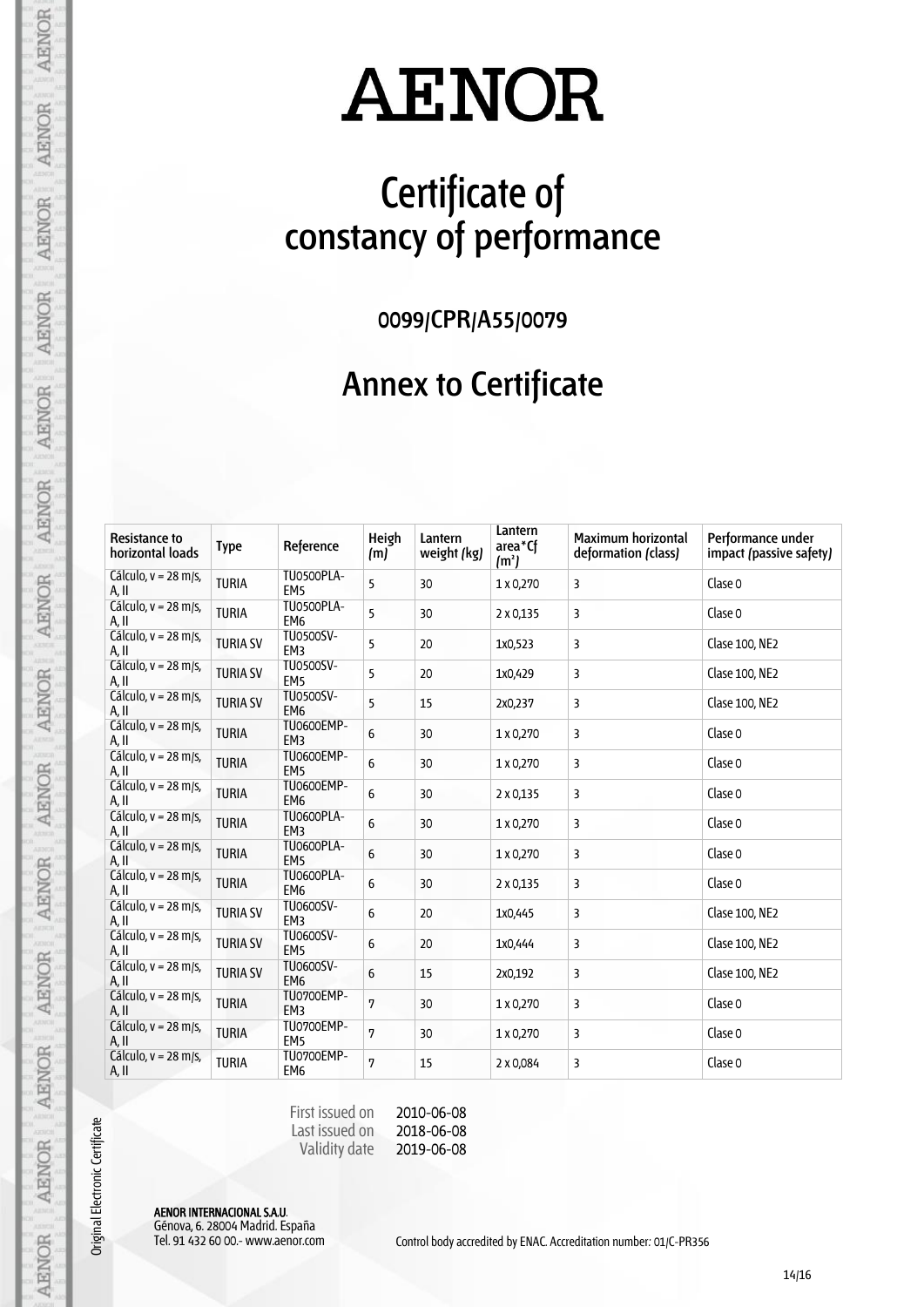# AENOR

# Certificate of constancy of performance

## 0099/CPR/A55/0079

## Annex to Certificate

| Resistance to horizontal loads | Type | Reference | Heigh (m) | Lantern weight (kg) | Lantern area*Cf ($m^2$) | Maximum horizontal deformation (class) | Performance under impact (passive safety) |
|---|---|---|---|---|---|---|---|
| Cálculo, v = 28 m/s, A, II | TURIA | TU0500PLA-EM5 | 5 | 30 | 1 x 0,270 | 3 | Clase 0 |
| Cálculo, v = 28 m/s, A, II | TURIA | TU0500PLA-EM6 | 5 | 30 | 2 x 0,135 | 3 | Clase 0 |
| Cálculo, v = 28 m/s, A, II | TURIA SV | TU0500SV-EM3 | 5 | 20 | 1x0,523 | 3 | Clase 100, NE2 |
| Cálculo, v = 28 m/s, A, II | TURIA SV | TU0500SV-EM5 | 5 | 20 | 1x0,429 | 3 | Clase 100, NE2 |
| Cálculo, v = 28 m/s, A, II | TURIA SV | TU0500SV-EM6 | 5 | 15 | 2x0,237 | 3 | Clase 100, NE2 |
| Cálculo, v = 28 m/s, A, II | TURIA | TU0600EMP-EM3 | 6 | 30 | 1 x 0,270 | 3 | Clase 0 |
| Cálculo, v = 28 m/s, A, II | TURIA | TU0600EMP-EM5 | 6 | 30 | 1 x 0,270 | 3 | Clase 0 |
| Cálculo, v = 28 m/s, A, II | TURIA | TU0600EMP-EM6 | 6 | 30 | 2 x 0,135 | 3 | Clase 0 |
| Cálculo, v = 28 m/s, A, II | TURIA | TU0600PLA-EM3 | 6 | 30 | 1 x 0,270 | 3 | Clase 0 |
| Cálculo, v = 28 m/s, A, II | TURIA | TU0600PLA-EM5 | 6 | 30 | 1 x 0,270 | 3 | Clase 0 |
| Cálculo, v = 28 m/s, A, II | TURIA | TU0600PLA-EM6 | 6 | 30 | 2 x 0,135 | 3 | Clase 0 |
| Cálculo, v = 28 m/s, A, II | TURIA SV | TU0600SV-EM3 | 6 | 20 | 1x0,445 | 3 | Clase 100, NE2 |
| Cálculo, v = 28 m/s, A, II | TURIA SV | TU0600SV-EM5 | 6 | 20 | 1x0,444 | 3 | Clase 100, NE2 |
| Cálculo, v = 28 m/s, A, II | TURIA SV | TU0600SV-EM6 | 6 | 15 | 2x0,192 | 3 | Clase 100, NE2 |
| Cálculo, v = 28 m/s, A, II | TURIA | TU0700EMP-EM3 | 7 | 30 | 1 x 0,270 | 3 | Clase 0 |
| Cálculo, v = 28 m/s, A, II | TURIA | TU0700EMP-EM5 | 7 | 30 | 1 x 0,270 | 3 | Clase 0 |
| Cálculo, v = 28 m/s, A, II | TURIA | TU0700EMP-EM6 | 7 | 15 | 2 x 0,084 | 3 | Clase 0 |

First issued on 2010-06-08
Last issued on 2018-06-08
Validity date 2019-06-08

Original Electronic Certificate

**AENOR INTERNACIONAL S.A.U.**
Génova, 6. 28004 Madrid. España
Tel. 91 432 60 00.- www.aenor.com

Control body accredited by ENAC. Accreditation number: 01/C-PR356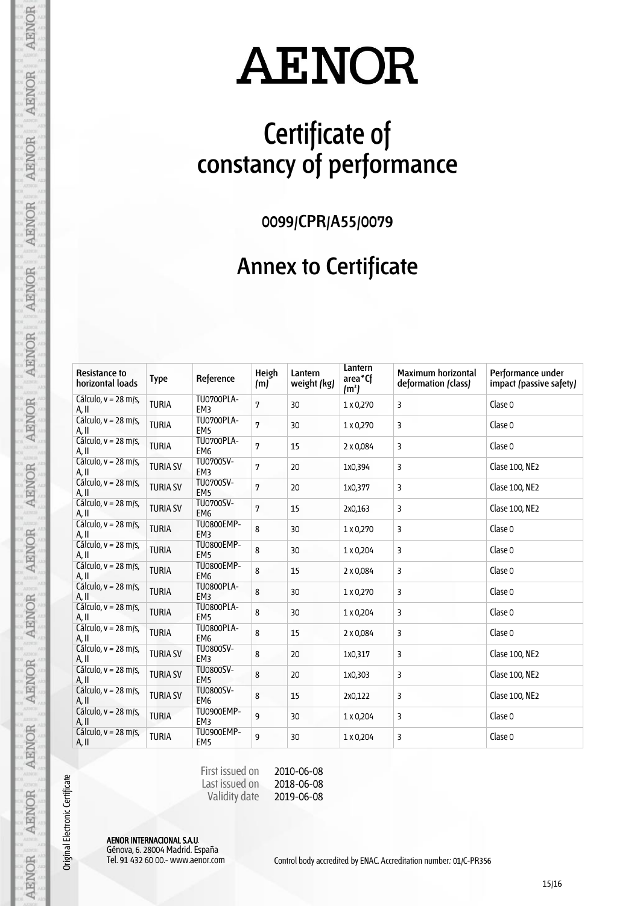# AENOR

# Certificate of constancy of performance

## 0099/CPR/A55/0079

## Annex to Certificate

| Resistance to horizontal loads | Type | Reference | Heigh (m) | Lantern weight (kg) | Lantern area*Cf (m²) | Maximum horizontal deformation (class) | Performance under impact (passive safety) |
|---|---|---|---|---|---|---|---|
| Cálculo, v = 28 m/s, A, II | TURIA | TU0700PLA-EM3 | 7 | 30 | 1 x 0,270 | 3 | Clase 0 |
| Cálculo, v = 28 m/s, A, II | TURIA | TU0700PLA-EM5 | 7 | 30 | 1 x 0,270 | 3 | Clase 0 |
| Cálculo, v = 28 m/s, A, II | TURIA | TU0700PLA-EM6 | 7 | 15 | 2 x 0,084 | 3 | Clase 0 |
| Cálculo, v = 28 m/s, A, II | TURIA SV | TU0700SV-EM3 | 7 | 20 | 1x0,394 | 3 | Clase 100, NE2 |
| Cálculo, v = 28 m/s, A, II | TURIA SV | TU0700SV-EM5 | 7 | 20 | 1x0,377 | 3 | Clase 100, NE2 |
| Cálculo, v = 28 m/s, A, II | TURIA SV | TU0700SV-EM6 | 7 | 15 | 2x0,163 | 3 | Clase 100, NE2 |
| Cálculo, v = 28 m/s, A, II | TURIA | TU0800EMP-EM3 | 8 | 30 | 1 x 0,270 | 3 | Clase 0 |
| Cálculo, v = 28 m/s, A, II | TURIA | TU0800EMP-EM5 | 8 | 30 | 1 x 0,204 | 3 | Clase 0 |
| Cálculo, v = 28 m/s, A, II | TURIA | TU0800EMP-EM6 | 8 | 15 | 2 x 0,084 | 3 | Clase 0 |
| Cálculo, v = 28 m/s, A, II | TURIA | TU0800PLA-EM3 | 8 | 30 | 1 x 0,270 | 3 | Clase 0 |
| Cálculo, v = 28 m/s, A, II | TURIA | TU0800PLA-EM5 | 8 | 30 | 1 x 0,204 | 3 | Clase 0 |
| Cálculo, v = 28 m/s, A, II | TURIA | TU0800PLA-EM6 | 8 | 15 | 2 x 0,084 | 3 | Clase 0 |
| Cálculo, v = 28 m/s, A, II | TURIA SV | TU0800SV-EM3 | 8 | 20 | 1x0,317 | 3 | Clase 100, NE2 |
| Cálculo, v = 28 m/s, A, II | TURIA SV | TU0800SV-EM5 | 8 | 20 | 1x0,303 | 3 | Clase 100, NE2 |
| Cálculo, v = 28 m/s, A, II | TURIA SV | TU0800SV-EM6 | 8 | 15 | 2x0,122 | 3 | Clase 100, NE2 |
| Cálculo, v = 28 m/s, A, II | TURIA | TU0900EMP-EM3 | 9 | 30 | 1 x 0,204 | 3 | Clase 0 |
| Cálculo, v = 28 m/s, A, II | TURIA | TU0900EMP-EM5 | 9 | 30 | 1 x 0,204 | 3 | Clase 0 |

First issued on 2010-06-08
Last issued on 2018-06-08
Validity date 2019-06-08

Original Electronic Certificate

**AENOR INTERNACIONAL S.A.U.**
Génova, 6. 28004 Madrid. España
Tel. 91 432 60 00.- www.aenor.com

Control body accredited by ENAC. Accreditation number: 01/C-PR356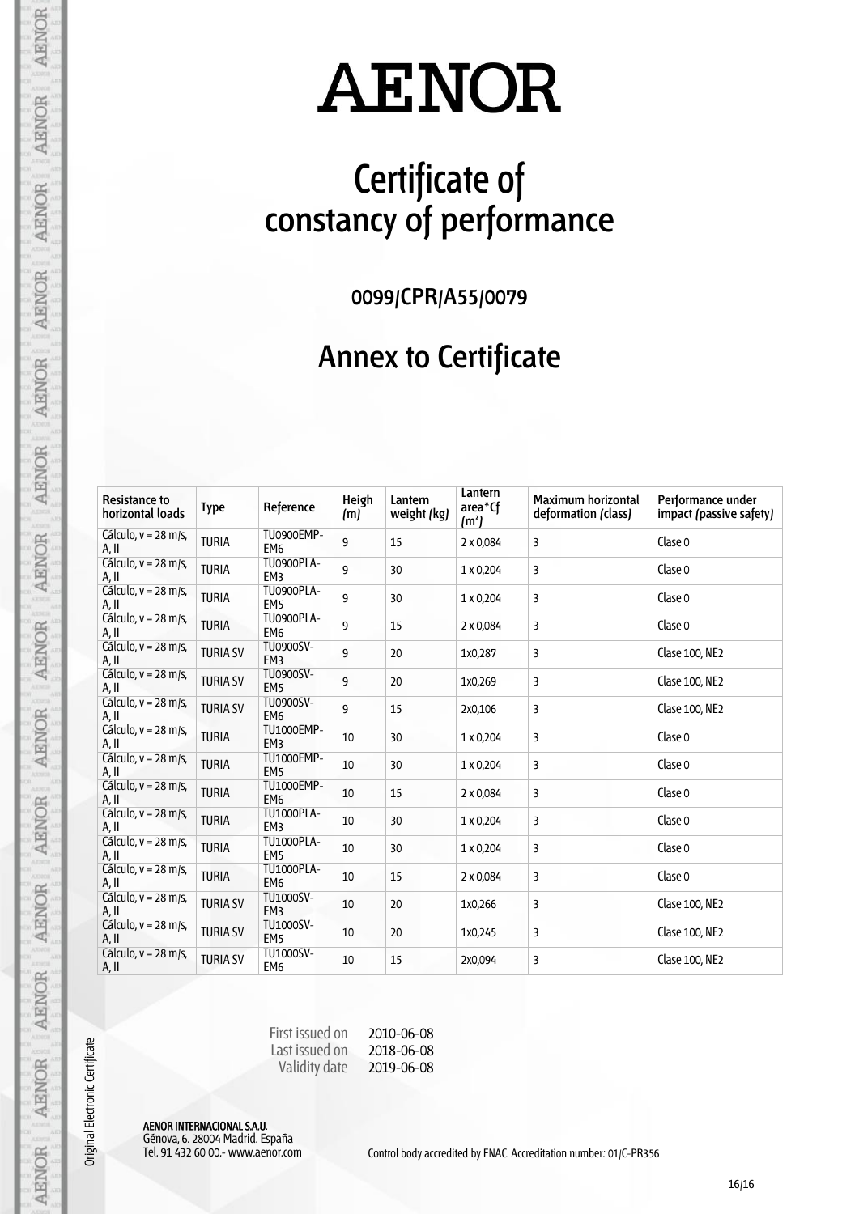# AENOR

# Certificate of constancy of performance

## 0099/CPR/A55/0079

## Annex to Certificate

| Resistance to horizontal loads | Type | Reference | Heigh (m) | Lantern weight (kg) | Lantern area*Cf (m²) | Maximum horizontal deformation (class) | Performance under impact (passive safety) |
|---|---|---|---|---|---|---|---|
| Cálculo, v = 28 m/s, A, II | TURIA | TU0900EMP-EM6 | 9 | 15 | 2 x 0,084 | 3 | Clase 0 |
| Cálculo, v = 28 m/s, A, II | TURIA | TU0900PLA-EM3 | 9 | 30 | 1 x 0,204 | 3 | Clase 0 |
| Cálculo, v = 28 m/s, A, II | TURIA | TU0900PLA-EM5 | 9 | 30 | 1 x 0,204 | 3 | Clase 0 |
| Cálculo, v = 28 m/s, A, II | TURIA | TU0900PLA-EM6 | 9 | 15 | 2 x 0,084 | 3 | Clase 0 |
| Cálculo, v = 28 m/s, A, II | TURIA SV | TU0900SV-EM3 | 9 | 20 | 1x0,287 | 3 | Clase 100, NE2 |
| Cálculo, v = 28 m/s, A, II | TURIA SV | TU0900SV-EM5 | 9 | 20 | 1x0,269 | 3 | Clase 100, NE2 |
| Cálculo, v = 28 m/s, A, II | TURIA SV | TU0900SV-EM6 | 9 | 15 | 2x0,106 | 3 | Clase 100, NE2 |
| Cálculo, v = 28 m/s, A, II | TURIA | TU1000EMP-EM3 | 10 | 30 | 1 x 0,204 | 3 | Clase 0 |
| Cálculo, v = 28 m/s, A, II | TURIA | TU1000EMP-EM5 | 10 | 30 | 1 x 0,204 | 3 | Clase 0 |
| Cálculo, v = 28 m/s, A, II | TURIA | TU1000EMP-EM6 | 10 | 15 | 2 x 0,084 | 3 | Clase 0 |
| Cálculo, v = 28 m/s, A, II | TURIA | TU1000PLA-EM3 | 10 | 30 | 1 x 0,204 | 3 | Clase 0 |
| Cálculo, v = 28 m/s, A, II | TURIA | TU1000PLA-EM5 | 10 | 30 | 1 x 0,204 | 3 | Clase 0 |
| Cálculo, v = 28 m/s, A, II | TURIA | TU1000PLA-EM6 | 10 | 15 | 2 x 0,084 | 3 | Clase 0 |
| Cálculo, v = 28 m/s, A, II | TURIA SV | TU1000SV-EM3 | 10 | 20 | 1x0,266 | 3 | Clase 100, NE2 |
| Cálculo, v = 28 m/s, A, II | TURIA SV | TU1000SV-EM5 | 10 | 20 | 1x0,245 | 3 | Clase 100, NE2 |
| Cálculo, v = 28 m/s, A, II | TURIA SV | TU1000SV-EM6 | 10 | 15 | 2x0,094 | 3 | Clase 100, NE2 |

First issued on 2010-06-08
Last issued on 2018-06-08
Validity date 2019-06-08

Original Electronic Certificate

**AENOR INTERNACIONAL S.A.U.**
Génova, 6. 28004 Madrid. España
Tel. 91 432 60 00.- www.aenor.com

Control body accredited by ENAC. Accreditation number: 01/C-PR356